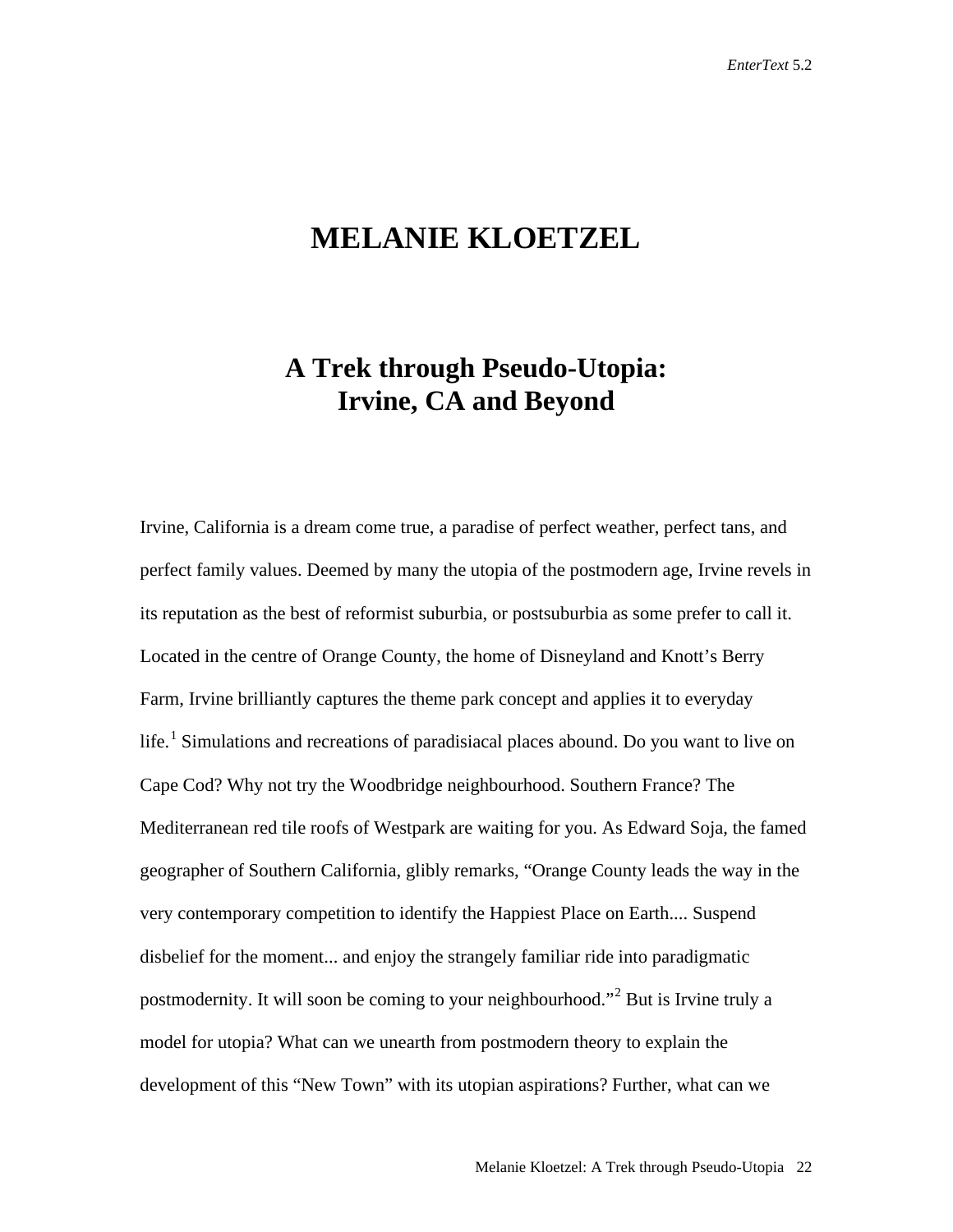# MELANIE KLOETZEL

## A Trek through Pseudo-Utopia: Irvine, CA and Beyond

Irvine, California is a dream come true, a paradise of perfect weather, perfect tans, and perfect family values. Deemed by many the utopia of the postmodern age, Irvine revels in its reputation as the best of reformist suburbia, or postsuburbia as some prefer to call it. Located in the centre of Orange County, the home of Disneyland and Knott's Berry Farm, Irvine brilliantly captures the theme park concept and applies it to everyday life.[1] Simulations and recreations of paradisiacal places abound. Do you want to live on Cape Cod? Why not try the Woodbridge neighbourhood. Southern France? The Mediterranean red tile roofs of Westpark are waiting for you. As Edward Soja, the famed geographer of Southern California, glibly remarks, "Orange County leads the way in the very contemporary competition to identify the Happiest Place on Earth.... Suspend disbelief for the moment... and enjoy the strangely familiar ride into paradigmatic postmodernity. It will soon be coming to your neighbourhood."[2] But is Irvine truly a model for utopia? What can we unearth from postmodern theory to explain the development of this "New Town" with its utopian aspirations? Further, what can we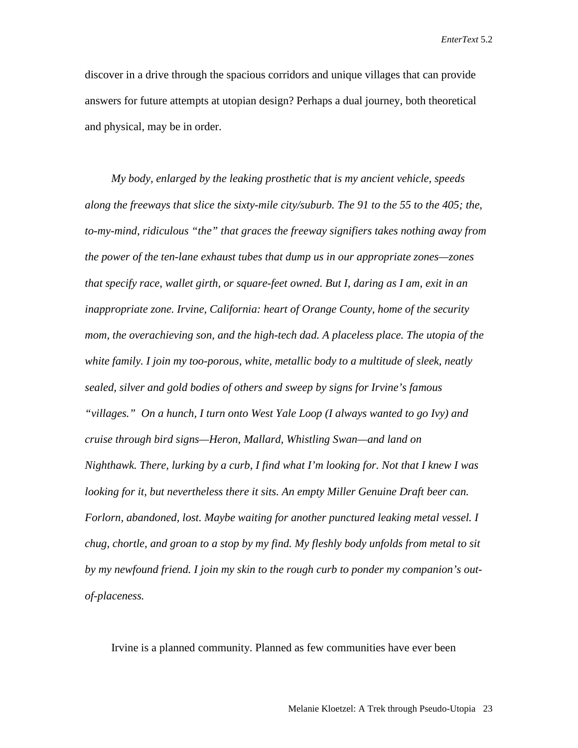discover in a drive through the spacious corridors and unique villages that can provide answers for future attempts at utopian design? Perhaps a dual journey, both theoretical and physical, may be in order.

*My body, enlarged by the leaking prosthetic that is my ancient vehicle, speeds along the freeways that slice the sixty-mile city/suburb. The 91 to the 55 to the 405; the, to-my-mind, ridiculous "the" that graces the freeway signifiers takes nothing away from the power of the ten-lane exhaust tubes that dump us in our appropriate zones—zones that specify race, wallet girth, or square-feet owned. But I, daring as I am, exit in an inappropriate zone. Irvine, California: heart of Orange County, home of the security mom, the overachieving son, and the high-tech dad. A placeless place. The utopia of the white family. I join my too-porous, white, metallic body to a multitude of sleek, neatly sealed, silver and gold bodies of others and sweep by signs for Irvine's famous "villages." On a hunch, I turn onto West Yale Loop (I always wanted to go Ivy) and cruise through bird signs—Heron, Mallard, Whistling Swan—and land on Nighthawk. There, lurking by a curb, I find what I'm looking for. Not that I knew I was looking for it, but nevertheless there it sits. An empty Miller Genuine Draft beer can. Forlorn, abandoned, lost. Maybe waiting for another punctured leaking metal vessel. I chug, chortle, and groan to a stop by my find. My fleshly body unfolds from metal to sit by my newfound friend. I join my skin to the rough curb to ponder my companion's out-of-placeness.*

Irvine is a planned community. Planned as few communities have ever been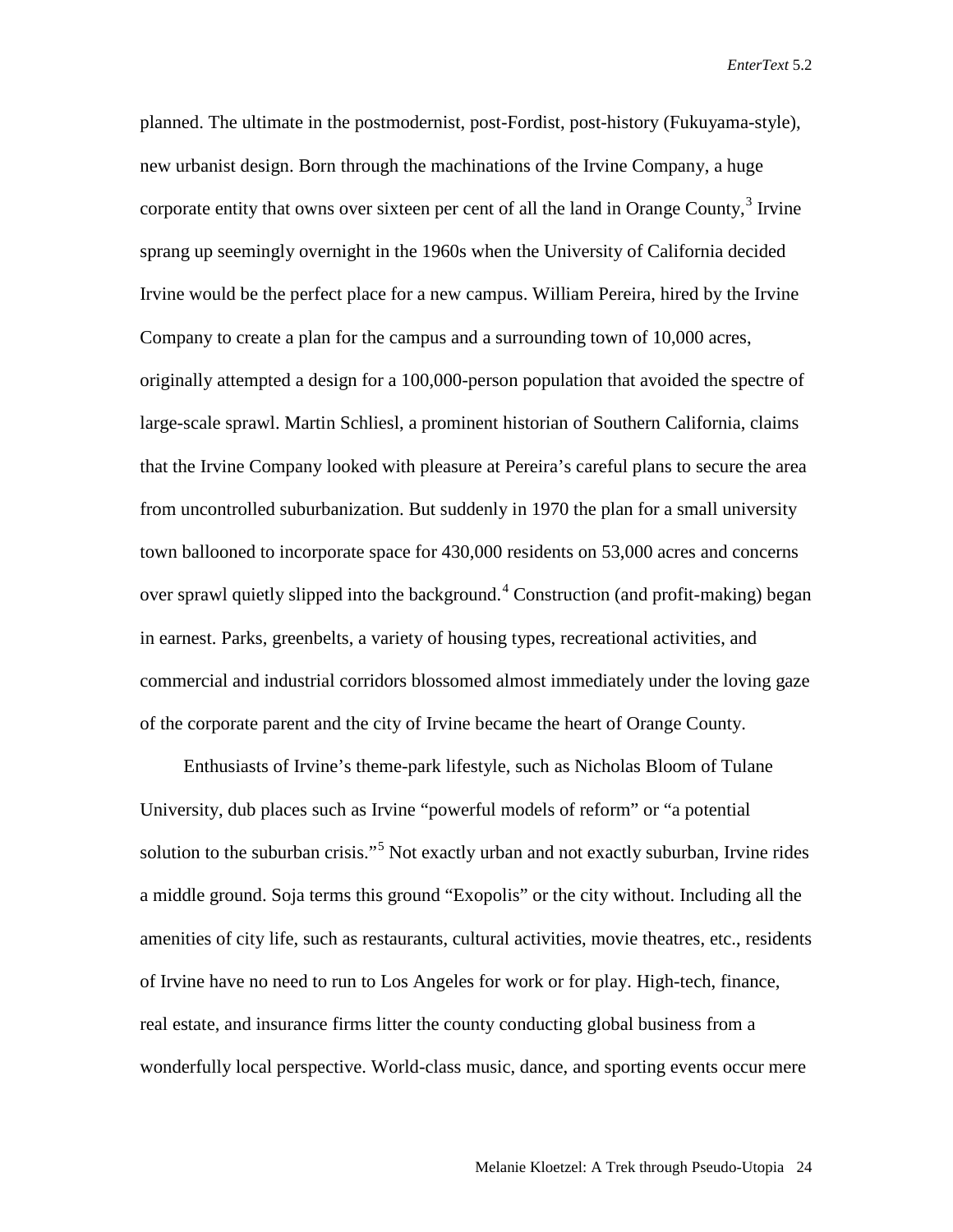planned. The ultimate in the postmodernist, post-Fordist, post-history (Fukuyama-style), new urbanist design. Born through the machinations of the Irvine Company, a huge corporate entity that owns over sixteen per cent of all the land in Orange County,[3] Irvine sprang up seemingly overnight in the 1960s when the University of California decided Irvine would be the perfect place for a new campus. William Pereira, hired by the Irvine Company to create a plan for the campus and a surrounding town of 10,000 acres, originally attempted a design for a 100,000-person population that avoided the spectre of large-scale sprawl. Martin Schliesl, a prominent historian of Southern California, claims that the Irvine Company looked with pleasure at Pereira's careful plans to secure the area from uncontrolled suburbanization. But suddenly in 1970 the plan for a small university town ballooned to incorporate space for 430,000 residents on 53,000 acres and concerns over sprawl quietly slipped into the background.[4] Construction (and profit-making) began in earnest. Parks, greenbelts, a variety of housing types, recreational activities, and commercial and industrial corridors blossomed almost immediately under the loving gaze of the corporate parent and the city of Irvine became the heart of Orange County.

Enthusiasts of Irvine's theme-park lifestyle, such as Nicholas Bloom of Tulane University, dub places such as Irvine "powerful models of reform" or "a potential solution to the suburban crisis."[5] Not exactly urban and not exactly suburban, Irvine rides a middle ground. Soja terms this ground "Exopolis" or the city without. Including all the amenities of city life, such as restaurants, cultural activities, movie theatres, etc., residents of Irvine have no need to run to Los Angeles for work or for play. High-tech, finance, real estate, and insurance firms litter the county conducting global business from a wonderfully local perspective. World-class music, dance, and sporting events occur mere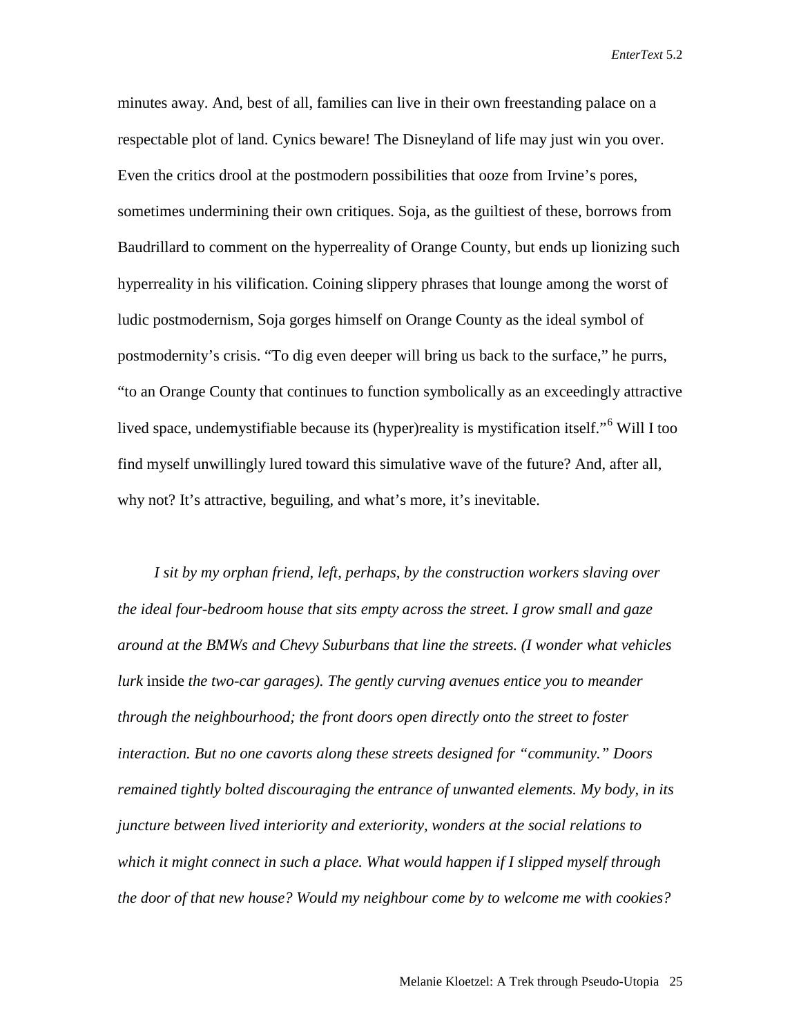minutes away. And, best of all, families can live in their own freestanding palace on a respectable plot of land. Cynics beware! The Disneyland of life may just win you over. Even the critics drool at the postmodern possibilities that ooze from Irvine's pores, sometimes undermining their own critiques. Soja, as the guiltiest of these, borrows from Baudrillard to comment on the hyperreality of Orange County, but ends up lionizing such hyperreality in his vilification. Coining slippery phrases that lounge among the worst of ludic postmodernism, Soja gorges himself on Orange County as the ideal symbol of postmodernity's crisis. "To dig even deeper will bring us back to the surface," he purrs, "to an Orange County that continues to function symbolically as an exceedingly attractive lived space, undemystifiable because its (hyper)reality is mystification itself."[6] Will I too find myself unwillingly lured toward this simulative wave of the future? And, after all, why not? It's attractive, beguiling, and what's more, it's inevitable.

*I sit by my orphan friend, left, perhaps, by the construction workers slaving over the ideal four-bedroom house that sits empty across the street. I grow small and gaze around at the BMWs and Chevy Suburbans that line the streets. (I wonder what vehicles lurk* inside *the two-car garages). The gently curving avenues entice you to meander through the neighbourhood; the front doors open directly onto the street to foster interaction. But no one cavorts along these streets designed for "community." Doors remained tightly bolted discouraging the entrance of unwanted elements. My body, in its juncture between lived interiority and exteriority, wonders at the social relations to which it might connect in such a place. What would happen if I slipped myself through the door of that new house? Would my neighbour come by to welcome me with cookies?*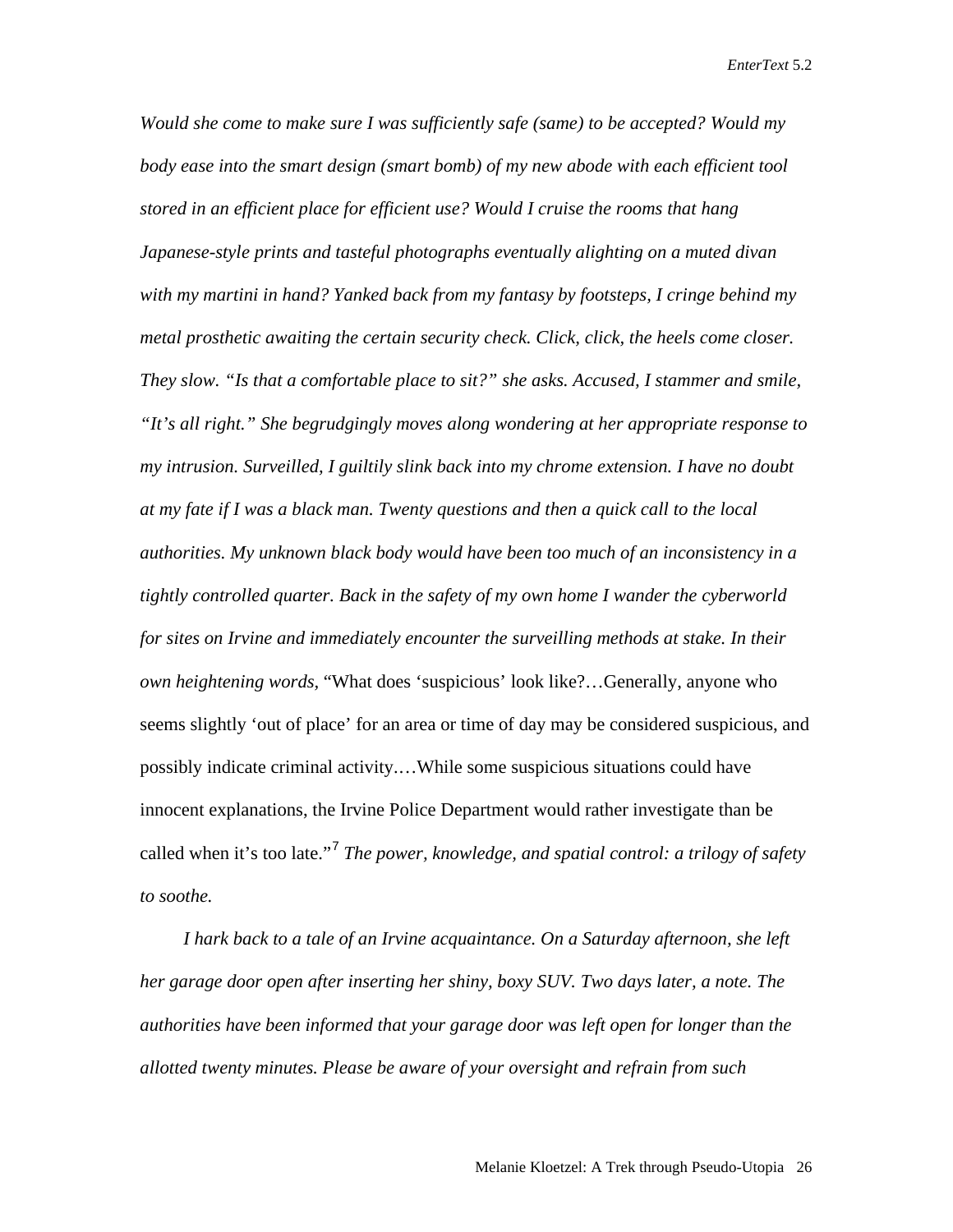*Would she come to make sure I was sufficiently safe (same) to be accepted? Would my body ease into the smart design (smart bomb) of my new abode with each efficient tool stored in an efficient place for efficient use? Would I cruise the rooms that hang Japanese-style prints and tasteful photographs eventually alighting on a muted divan with my martini in hand? Yanked back from my fantasy by footsteps, I cringe behind my metal prosthetic awaiting the certain security check. Click, click, the heels come closer. They slow. "Is that a comfortable place to sit?" she asks. Accused, I stammer and smile, "It's all right." She begrudgingly moves along wondering at her appropriate response to my intrusion. Surveilled, I guiltily slink back into my chrome extension. I have no doubt at my fate if I was a black man. Twenty questions and then a quick call to the local authorities. My unknown black body would have been too much of an inconsistency in a tightly controlled quarter. Back in the safety of my own home I wander the cyberworld for sites on Irvine and immediately encounter the surveilling methods at stake. In their own heightening words,* "What does 'suspicious' look like?…Generally, anyone who seems slightly 'out of place' for an area or time of day may be considered suspicious, and possibly indicate criminal activity.…While some suspicious situations could have innocent explanations, the Irvine Police Department would rather investigate than be called when it's too late."[7] *The power, knowledge, and spatial control: a trilogy of safety to soothe.*

*I hark back to a tale of an Irvine acquaintance. On a Saturday afternoon, she left her garage door open after inserting her shiny, boxy SUV. Two days later, a note. The authorities have been informed that your garage door was left open for longer than the allotted twenty minutes. Please be aware of your oversight and refrain from such*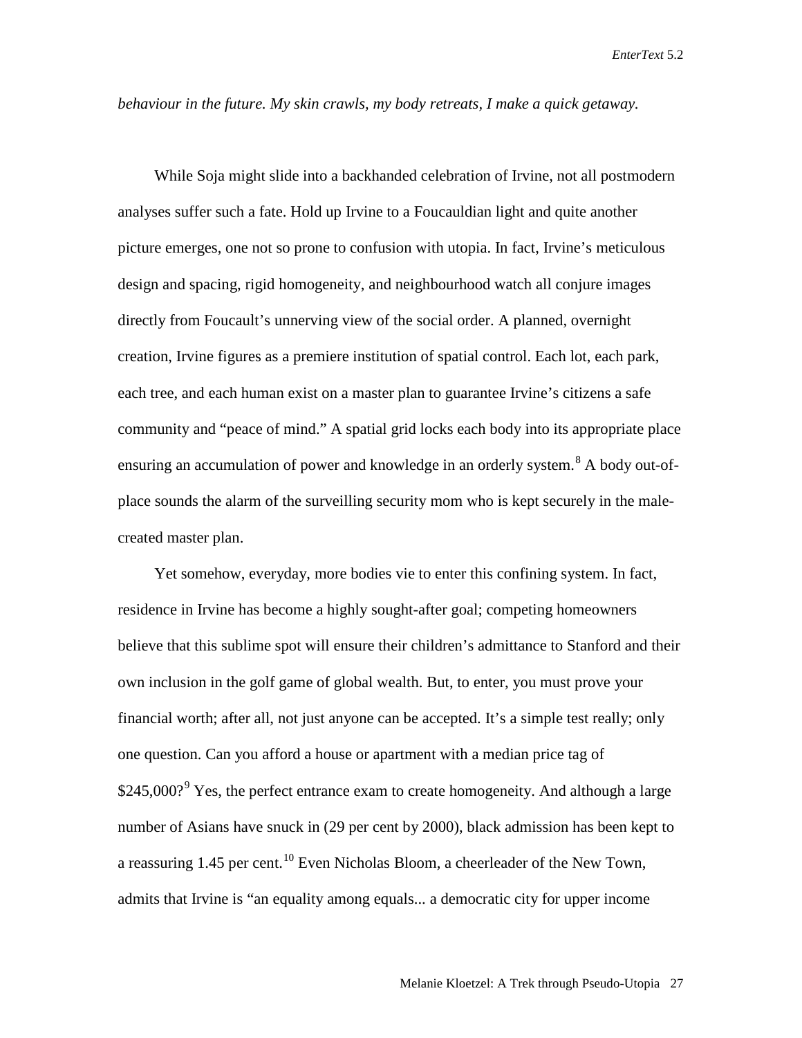*behaviour in the future. My skin crawls, my body retreats, I make a quick getaway.*

While Soja might slide into a backhanded celebration of Irvine, not all postmodern analyses suffer such a fate. Hold up Irvine to a Foucauldian light and quite another picture emerges, one not so prone to confusion with utopia. In fact, Irvine's meticulous design and spacing, rigid homogeneity, and neighbourhood watch all conjure images directly from Foucault's unnerving view of the social order. A planned, overnight creation, Irvine figures as a premiere institution of spatial control. Each lot, each park, each tree, and each human exist on a master plan to guarantee Irvine's citizens a safe community and "peace of mind." A spatial grid locks each body into its appropriate place ensuring an accumulation of power and knowledge in an orderly system.[8] A body out-of-place sounds the alarm of the surveilling security mom who is kept securely in the male-created master plan.

Yet somehow, everyday, more bodies vie to enter this confining system. In fact, residence in Irvine has become a highly sought-after goal; competing homeowners believe that this sublime spot will ensure their children's admittance to Stanford and their own inclusion in the golf game of global wealth. But, to enter, you must prove your financial worth; after all, not just anyone can be accepted. It's a simple test really; only one question. Can you afford a house or apartment with a median price tag of $245,000?[9] Yes, the perfect entrance exam to create homogeneity. And although a large number of Asians have snuck in (29 per cent by 2000), black admission has been kept to a reassuring 1.45 per cent.[10] Even Nicholas Bloom, a cheerleader of the New Town, admits that Irvine is "an equality among equals... a democratic city for upper income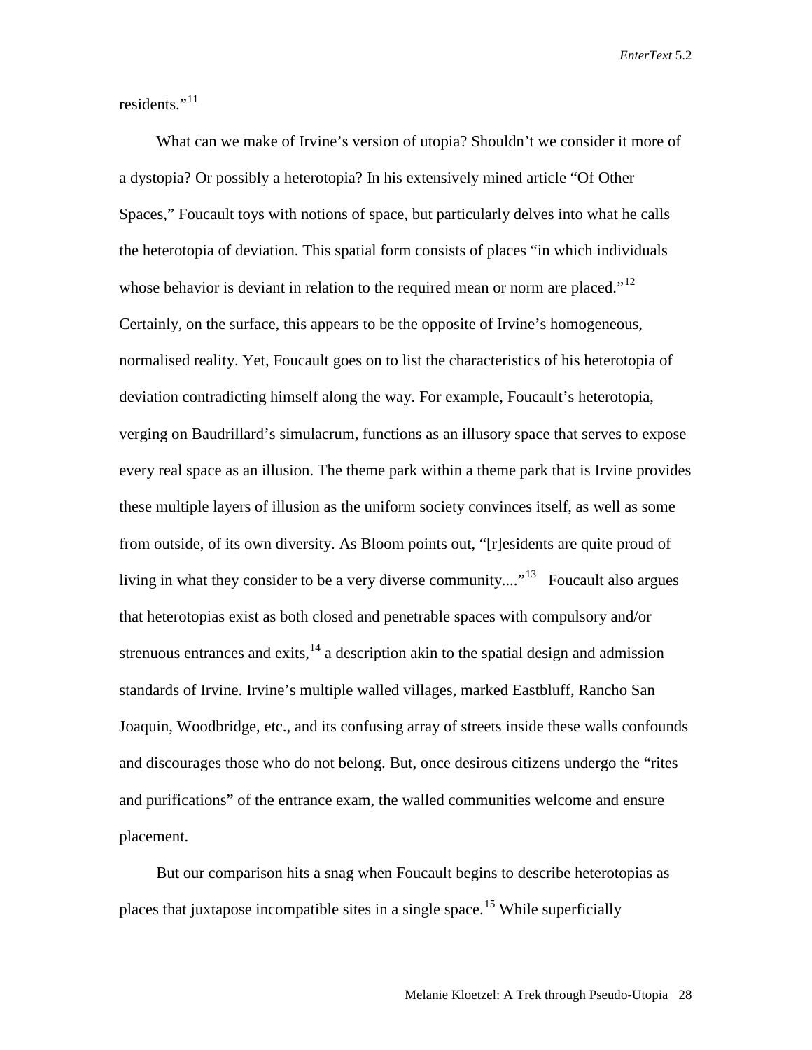residents."[11]

What can we make of Irvine's version of utopia? Shouldn't we consider it more of a dystopia? Or possibly a heterotopia? In his extensively mined article "Of Other Spaces," Foucault toys with notions of space, but particularly delves into what he calls the heterotopia of deviation. This spatial form consists of places "in which individuals whose behavior is deviant in relation to the required mean or norm are placed."[12] Certainly, on the surface, this appears to be the opposite of Irvine's homogeneous, normalised reality. Yet, Foucault goes on to list the characteristics of his heterotopia of deviation contradicting himself along the way. For example, Foucault's heterotopia, verging on Baudrillard's simulacrum, functions as an illusory space that serves to expose every real space as an illusion. The theme park within a theme park that is Irvine provides these multiple layers of illusion as the uniform society convinces itself, as well as some from outside, of its own diversity. As Bloom points out, "[r]esidents are quite proud of living in what they consider to be a very diverse community...."[13] Foucault also argues that heterotopias exist as both closed and penetrable spaces with compulsory and/or strenuous entrances and exits,[14] a description akin to the spatial design and admission standards of Irvine. Irvine's multiple walled villages, marked Eastbluff, Rancho San Joaquin, Woodbridge, etc., and its confusing array of streets inside these walls confounds and discourages those who do not belong. But, once desirous citizens undergo the "rites and purifications" of the entrance exam, the walled communities welcome and ensure placement.

But our comparison hits a snag when Foucault begins to describe heterotopias as places that juxtapose incompatible sites in a single space.[15] While superficially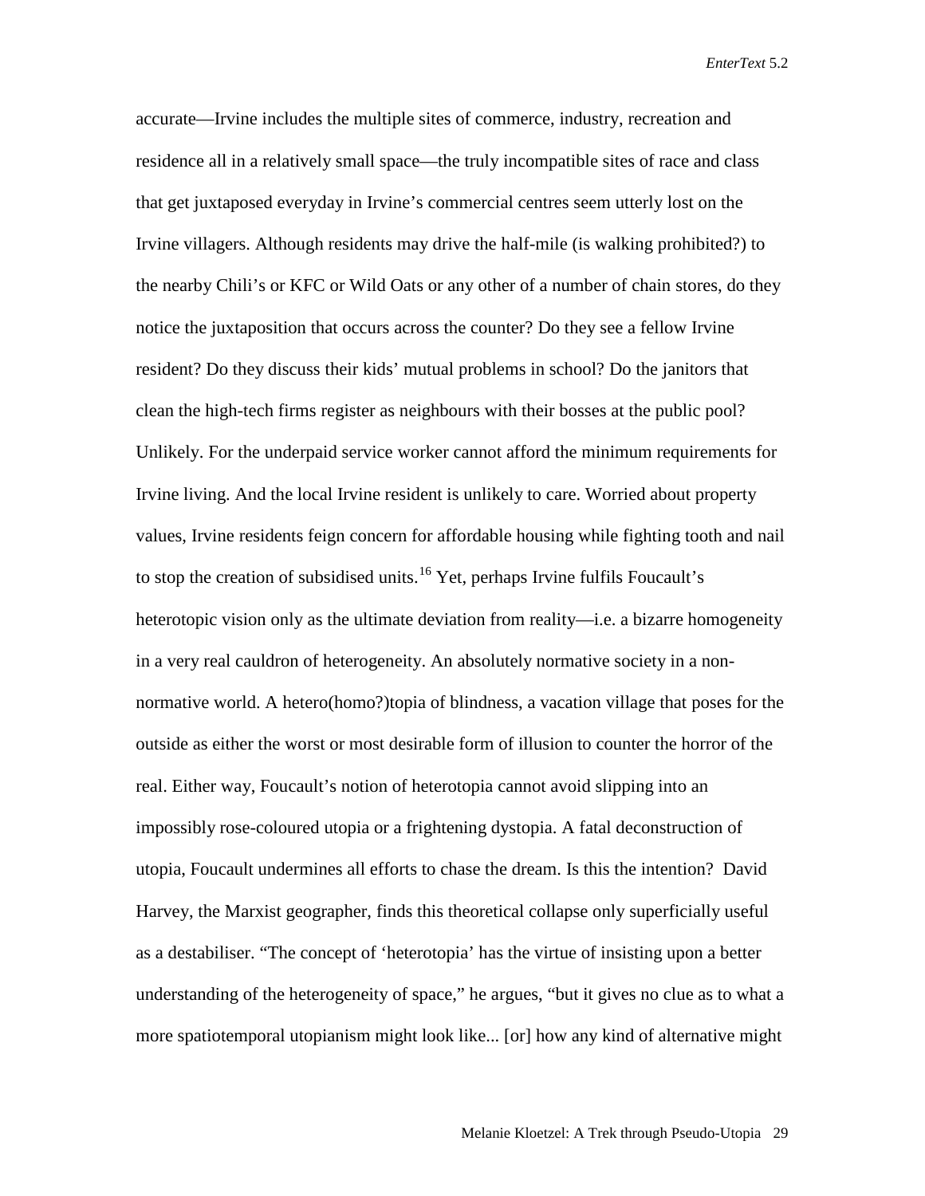accurate—Irvine includes the multiple sites of commerce, industry, recreation and residence all in a relatively small space—the truly incompatible sites of race and class that get juxtaposed everyday in Irvine's commercial centres seem utterly lost on the Irvine villagers. Although residents may drive the half-mile (is walking prohibited?) to the nearby Chili's or KFC or Wild Oats or any other of a number of chain stores, do they notice the juxtaposition that occurs across the counter? Do they see a fellow Irvine resident? Do they discuss their kids' mutual problems in school? Do the janitors that clean the high-tech firms register as neighbours with their bosses at the public pool? Unlikely. For the underpaid service worker cannot afford the minimum requirements for Irvine living. And the local Irvine resident is unlikely to care. Worried about property values, Irvine residents feign concern for affordable housing while fighting tooth and nail to stop the creation of subsidised units.[16] Yet, perhaps Irvine fulfils Foucault's heterotopic vision only as the ultimate deviation from reality—i.e. a bizarre homogeneity in a very real cauldron of heterogeneity. An absolutely normative society in a non-normative world. A hetero(homo?)topia of blindness, a vacation village that poses for the outside as either the worst or most desirable form of illusion to counter the horror of the real. Either way, Foucault's notion of heterotopia cannot avoid slipping into an impossibly rose-coloured utopia or a frightening dystopia. A fatal deconstruction of utopia, Foucault undermines all efforts to chase the dream. Is this the intention? David Harvey, the Marxist geographer, finds this theoretical collapse only superficially useful as a destabiliser. "The concept of 'heterotopia' has the virtue of insisting upon a better understanding of the heterogeneity of space," he argues, "but it gives no clue as to what a more spatiotemporal utopianism might look like... [or] how any kind of alternative might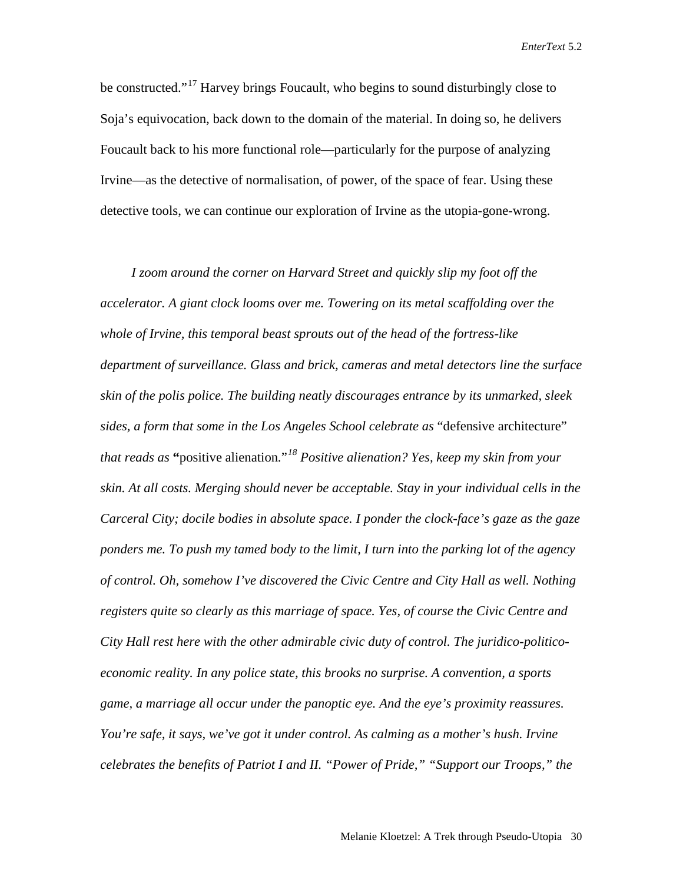be constructed."[17] Harvey brings Foucault, who begins to sound disturbingly close to Soja's equivocation, back down to the domain of the material. In doing so, he delivers Foucault back to his more functional role—particularly for the purpose of analyzing Irvine—as the detective of normalisation, of power, of the space of fear. Using these detective tools, we can continue our exploration of Irvine as the utopia-gone-wrong.

*I zoom around the corner on Harvard Street and quickly slip my foot off the accelerator. A giant clock looms over me. Towering on its metal scaffolding over the whole of Irvine, this temporal beast sprouts out of the head of the fortress-like department of surveillance. Glass and brick, cameras and metal detectors line the surface skin of the polis police. The building neatly discourages entrance by its unmarked, sleek sides, a form that some in the Los Angeles School celebrate as* "defensive architecture" *that reads as* **"**positive alienation*."[18] Positive alienation? Yes, keep my skin from your skin. At all costs. Merging should never be acceptable. Stay in your individual cells in the Carceral City; docile bodies in absolute space. I ponder the clock-face's gaze as the gaze ponders me. To push my tamed body to the limit, I turn into the parking lot of the agency of control. Oh, somehow I've discovered the Civic Centre and City Hall as well. Nothing registers quite so clearly as this marriage of space. Yes, of course the Civic Centre and City Hall rest here with the other admirable civic duty of control. The juridico-politico-economic reality. In any police state, this brooks no surprise. A convention, a sports game, a marriage all occur under the panoptic eye. And the eye's proximity reassures. You're safe, it says, we've got it under control. As calming as a mother's hush. Irvine celebrates the benefits of Patriot I and II. "Power of Pride," "Support our Troops," the*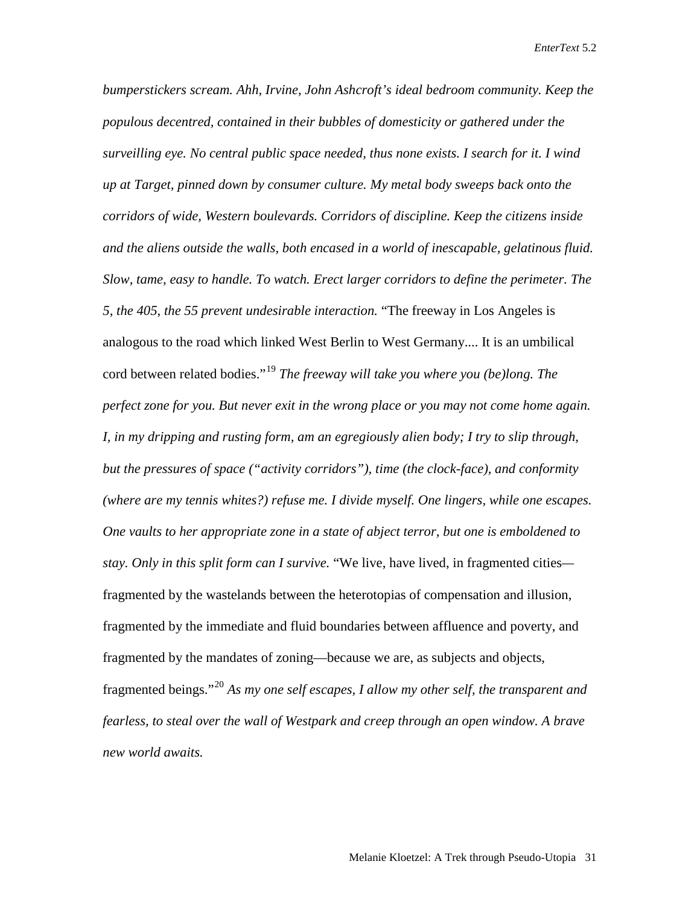*bumperstickers scream. Ahh, Irvine, John Ashcroft's ideal bedroom community. Keep the populous decentred, contained in their bubbles of domesticity or gathered under the surveilling eye. No central public space needed, thus none exists. I search for it. I wind up at Target, pinned down by consumer culture. My metal body sweeps back onto the corridors of wide, Western boulevards. Corridors of discipline. Keep the citizens inside and the aliens outside the walls, both encased in a world of inescapable, gelatinous fluid. Slow, tame, easy to handle. To watch. Erect larger corridors to define the perimeter. The 5, the 405, the 55 prevent undesirable interaction.* "The freeway in Los Angeles is analogous to the road which linked West Berlin to West Germany.... It is an umbilical cord between related bodies."[19] *The freeway will take you where you (be)long. The perfect zone for you. But never exit in the wrong place or you may not come home again. I, in my dripping and rusting form, am an egregiously alien body; I try to slip through, but the pressures of space ("activity corridors"), time (the clock-face), and conformity (where are my tennis whites?) refuse me. I divide myself. One lingers, while one escapes. One vaults to her appropriate zone in a state of abject terror, but one is emboldened to stay. Only in this split form can I survive.* "We live, have lived, in fragmented cities—fragmented by the wastelands between the heterotopias of compensation and illusion, fragmented by the immediate and fluid boundaries between affluence and poverty, and fragmented by the mandates of zoning—because we are, as subjects and objects, fragmented beings."[20] *As my one self escapes, I allow my other self, the transparent and fearless, to steal over the wall of Westpark and creep through an open window. A brave new world awaits.*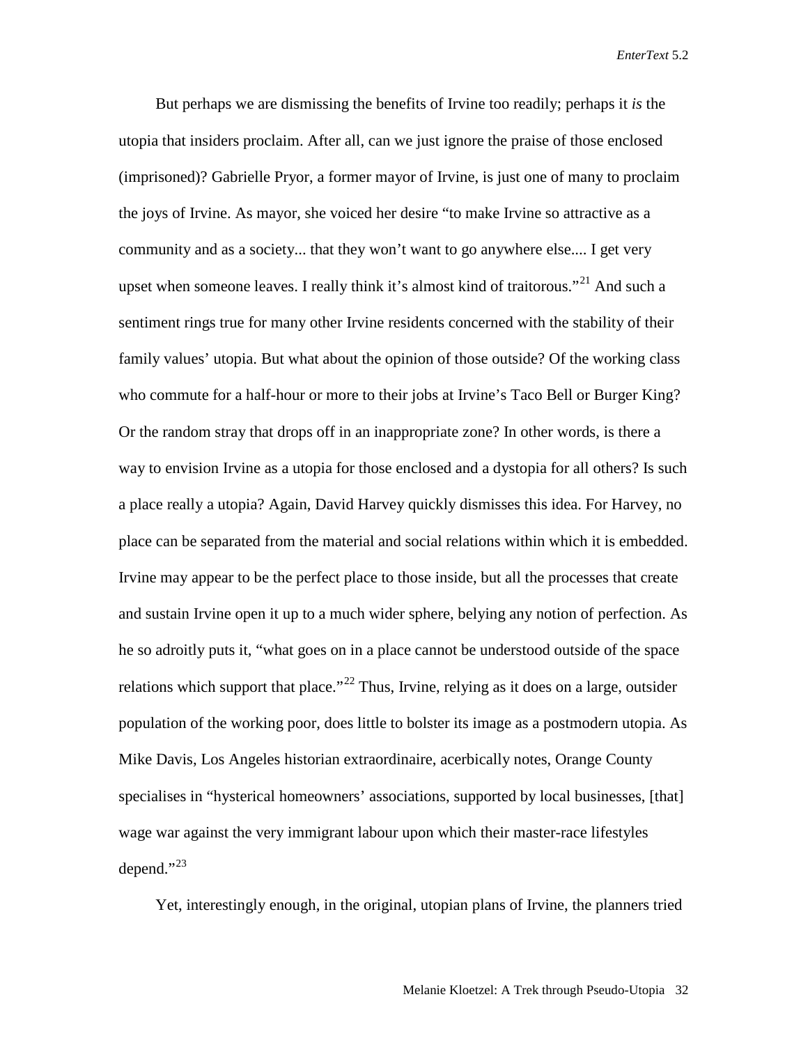But perhaps we are dismissing the benefits of Irvine too readily; perhaps it *is* the utopia that insiders proclaim. After all, can we just ignore the praise of those enclosed (imprisoned)? Gabrielle Pryor, a former mayor of Irvine, is just one of many to proclaim the joys of Irvine. As mayor, she voiced her desire "to make Irvine so attractive as a community and as a society... that they won't want to go anywhere else.... I get very upset when someone leaves. I really think it's almost kind of traitorous."[21] And such a sentiment rings true for many other Irvine residents concerned with the stability of their family values' utopia. But what about the opinion of those outside? Of the working class who commute for a half-hour or more to their jobs at Irvine's Taco Bell or Burger King? Or the random stray that drops off in an inappropriate zone? In other words, is there a way to envision Irvine as a utopia for those enclosed and a dystopia for all others? Is such a place really a utopia? Again, David Harvey quickly dismisses this idea. For Harvey, no place can be separated from the material and social relations within which it is embedded. Irvine may appear to be the perfect place to those inside, but all the processes that create and sustain Irvine open it up to a much wider sphere, belying any notion of perfection. As he so adroitly puts it, "what goes on in a place cannot be understood outside of the space relations which support that place."[22] Thus, Irvine, relying as it does on a large, outsider population of the working poor, does little to bolster its image as a postmodern utopia. As Mike Davis, Los Angeles historian extraordinaire, acerbically notes, Orange County specialises in "hysterical homeowners' associations, supported by local businesses, [that] wage war against the very immigrant labour upon which their master-race lifestyles depend."[23]

Yet, interestingly enough, in the original, utopian plans of Irvine, the planners tried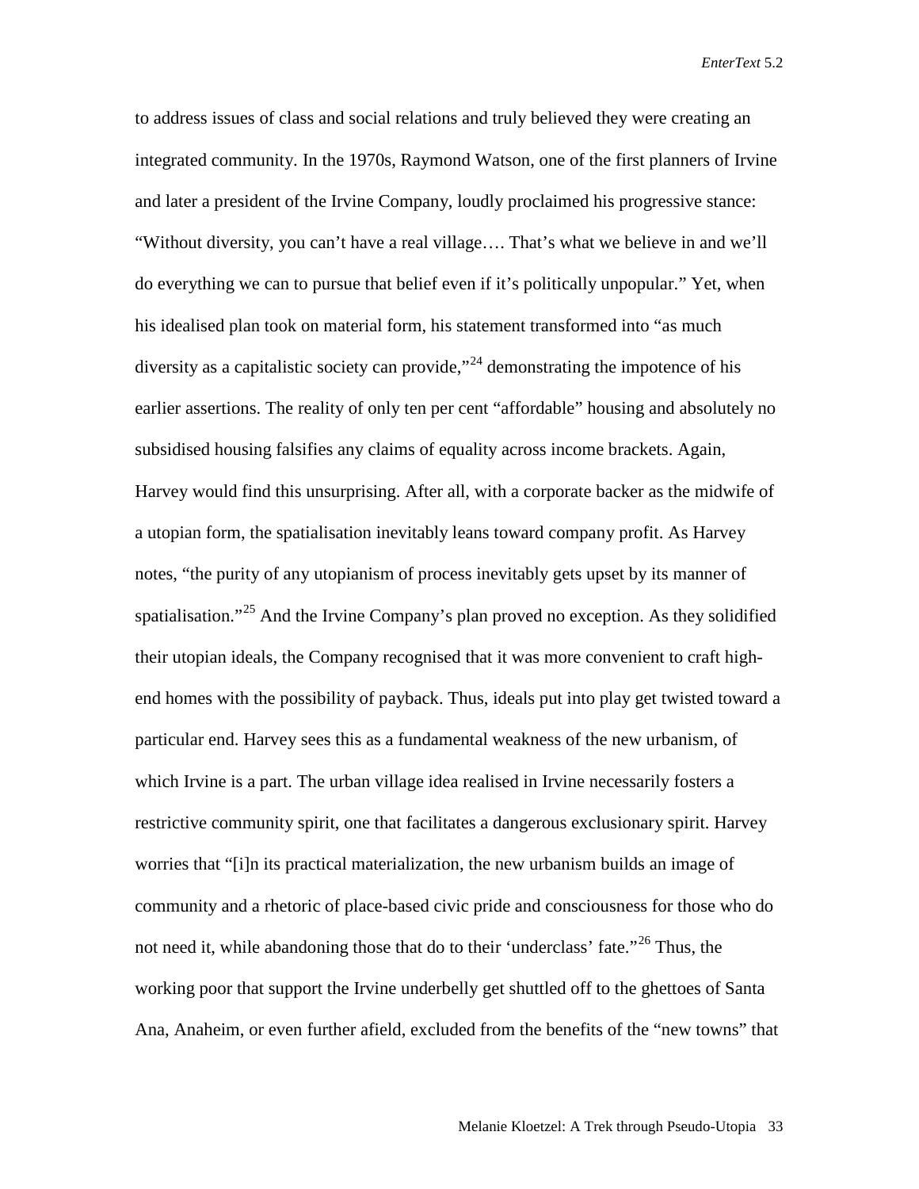to address issues of class and social relations and truly believed they were creating an integrated community. In the 1970s, Raymond Watson, one of the first planners of Irvine and later a president of the Irvine Company, loudly proclaimed his progressive stance: "Without diversity, you can't have a real village…. That's what we believe in and we'll do everything we can to pursue that belief even if it's politically unpopular." Yet, when his idealised plan took on material form, his statement transformed into "as much diversity as a capitalistic society can provide,"[24] demonstrating the impotence of his earlier assertions. The reality of only ten per cent "affordable" housing and absolutely no subsidised housing falsifies any claims of equality across income brackets. Again, Harvey would find this unsurprising. After all, with a corporate backer as the midwife of a utopian form, the spatialisation inevitably leans toward company profit. As Harvey notes, "the purity of any utopianism of process inevitably gets upset by its manner of spatialisation."[25] And the Irvine Company's plan proved no exception. As they solidified their utopian ideals, the Company recognised that it was more convenient to craft high-end homes with the possibility of payback. Thus, ideals put into play get twisted toward a particular end. Harvey sees this as a fundamental weakness of the new urbanism, of which Irvine is a part. The urban village idea realised in Irvine necessarily fosters a restrictive community spirit, one that facilitates a dangerous exclusionary spirit. Harvey worries that "[i]n its practical materialization, the new urbanism builds an image of community and a rhetoric of place-based civic pride and consciousness for those who do not need it, while abandoning those that do to their 'underclass' fate."[26] Thus, the working poor that support the Irvine underbelly get shuttled off to the ghettoes of Santa Ana, Anaheim, or even further afield, excluded from the benefits of the "new towns" that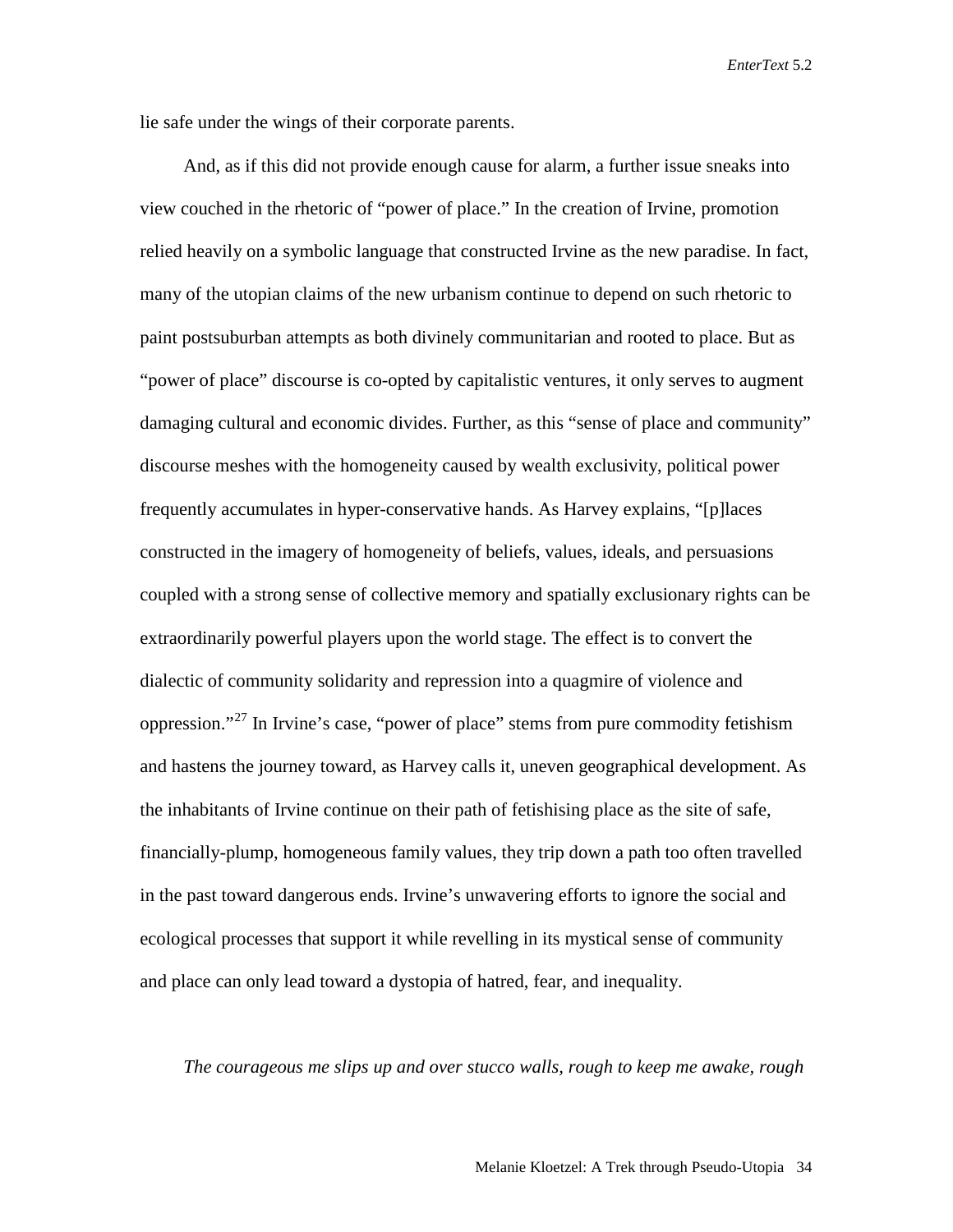lie safe under the wings of their corporate parents.

And, as if this did not provide enough cause for alarm, a further issue sneaks into view couched in the rhetoric of "power of place." In the creation of Irvine, promotion relied heavily on a symbolic language that constructed Irvine as the new paradise. In fact, many of the utopian claims of the new urbanism continue to depend on such rhetoric to paint postsuburban attempts as both divinely communitarian and rooted to place. But as "power of place" discourse is co-opted by capitalistic ventures, it only serves to augment damaging cultural and economic divides. Further, as this "sense of place and community" discourse meshes with the homogeneity caused by wealth exclusivity, political power frequently accumulates in hyper-conservative hands. As Harvey explains, "[p]laces constructed in the imagery of homogeneity of beliefs, values, ideals, and persuasions coupled with a strong sense of collective memory and spatially exclusionary rights can be extraordinarily powerful players upon the world stage. The effect is to convert the dialectic of community solidarity and repression into a quagmire of violence and oppression."[27] In Irvine's case, "power of place" stems from pure commodity fetishism and hastens the journey toward, as Harvey calls it, uneven geographical development. As the inhabitants of Irvine continue on their path of fetishising place as the site of safe, financially-plump, homogeneous family values, they trip down a path too often travelled in the past toward dangerous ends. Irvine's unwavering efforts to ignore the social and ecological processes that support it while revelling in its mystical sense of community and place can only lead toward a dystopia of hatred, fear, and inequality.

*The courageous me slips up and over stucco walls, rough to keep me awake, rough*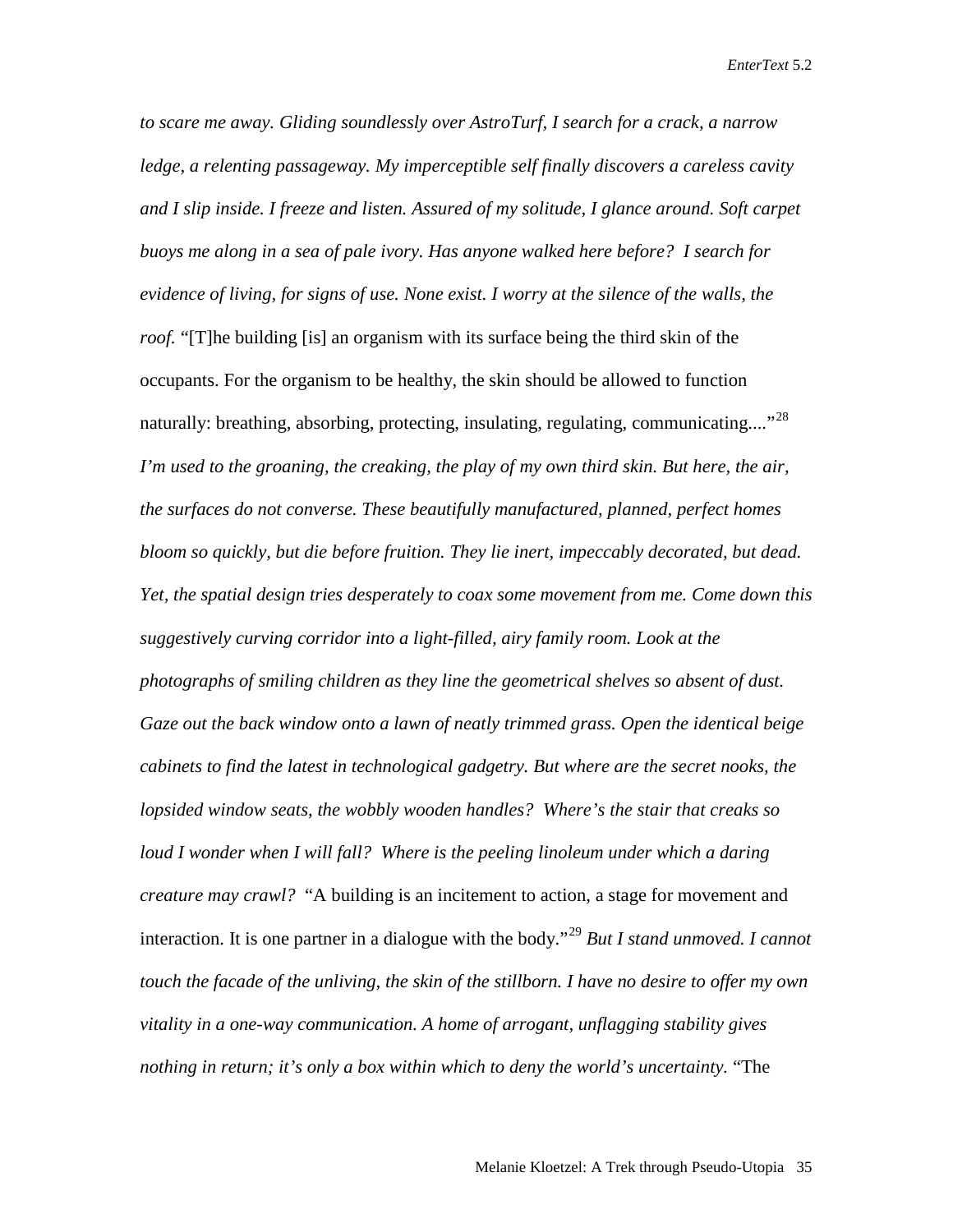*to scare me away. Gliding soundlessly over AstroTurf, I search for a crack, a narrow ledge, a relenting passageway. My imperceptible self finally discovers a careless cavity and I slip inside. I freeze and listen. Assured of my solitude, I glance around. Soft carpet buoys me along in a sea of pale ivory. Has anyone walked here before? I search for evidence of living, for signs of use. None exist. I worry at the silence of the walls, the roof.* "[T]he building [is] an organism with its surface being the third skin of the occupants. For the organism to be healthy, the skin should be allowed to function naturally: breathing, absorbing, protecting, insulating, regulating, communicating...."[28] *I'm used to the groaning, the creaking, the play of my own third skin. But here, the air, the surfaces do not converse. These beautifully manufactured, planned, perfect homes bloom so quickly, but die before fruition. They lie inert, impeccably decorated, but dead. Yet, the spatial design tries desperately to coax some movement from me. Come down this suggestively curving corridor into a light-filled, airy family room. Look at the photographs of smiling children as they line the geometrical shelves so absent of dust. Gaze out the back window onto a lawn of neatly trimmed grass. Open the identical beige cabinets to find the latest in technological gadgetry. But where are the secret nooks, the lopsided window seats, the wobbly wooden handles? Where's the stair that creaks so loud I wonder when I will fall? Where is the peeling linoleum under which a daring creature may crawl?* "A building is an incitement to action, a stage for movement and interaction. It is one partner in a dialogue with the body."[29] *But I stand unmoved. I cannot touch the facade of the unliving, the skin of the stillborn. I have no desire to offer my own vitality in a one-way communication. A home of arrogant, unflagging stability gives nothing in return; it's only a box within which to deny the world's uncertainty.* "The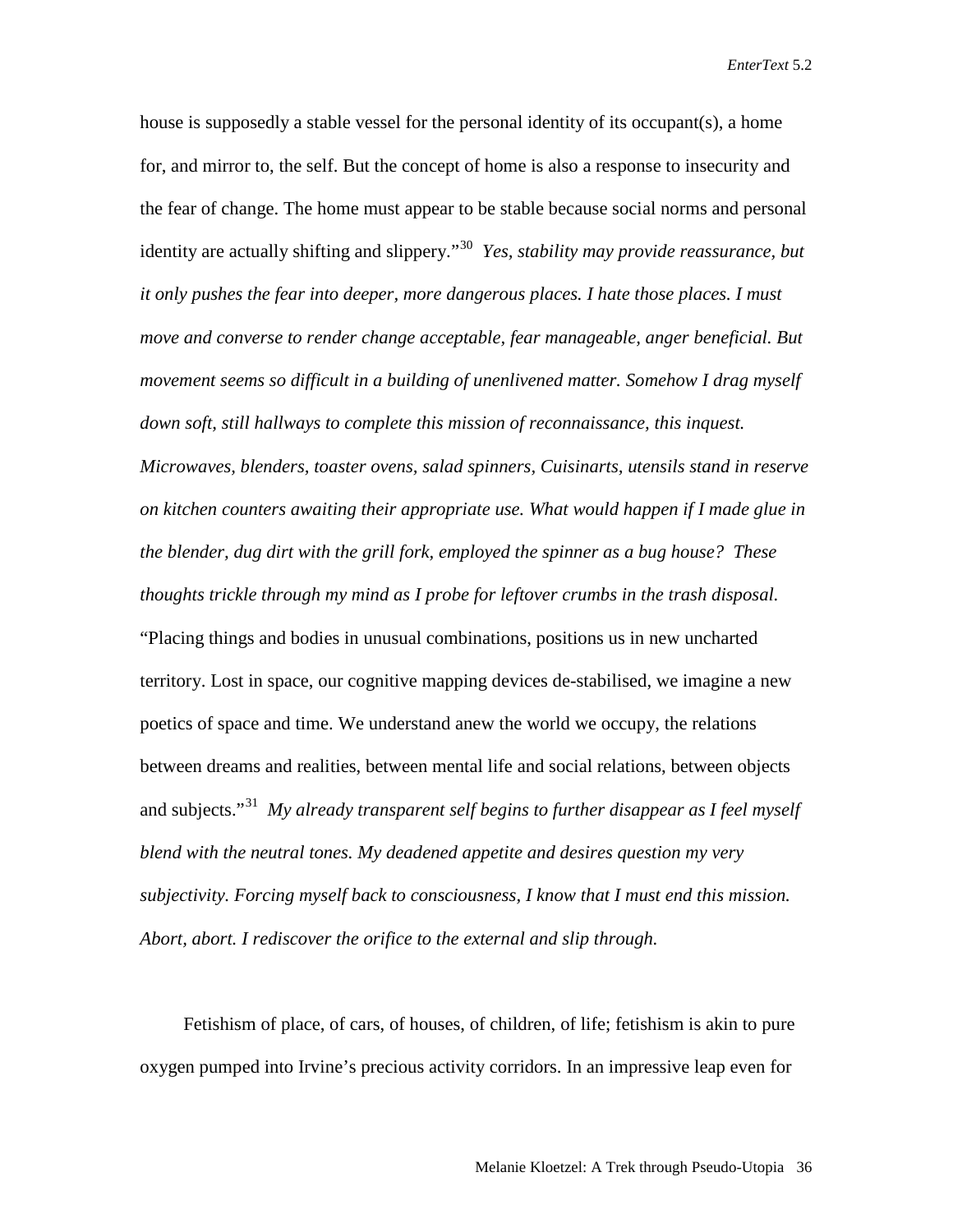house is supposedly a stable vessel for the personal identity of its occupant(s), a home for, and mirror to, the self. But the concept of home is also a response to insecurity and the fear of change. The home must appear to be stable because social norms and personal identity are actually shifting and slippery."[30] *Yes, stability may provide reassurance, but it only pushes the fear into deeper, more dangerous places. I hate those places. I must move and converse to render change acceptable, fear manageable, anger beneficial. But movement seems so difficult in a building of unenlivened matter. Somehow I drag myself down soft, still hallways to complete this mission of reconnaissance, this inquest. Microwaves, blenders, toaster ovens, salad spinners, Cuisinarts, utensils stand in reserve on kitchen counters awaiting their appropriate use. What would happen if I made glue in the blender, dug dirt with the grill fork, employed the spinner as a bug house? These thoughts trickle through my mind as I probe for leftover crumbs in the trash disposal.* "Placing things and bodies in unusual combinations, positions us in new uncharted territory. Lost in space, our cognitive mapping devices de-stabilised, we imagine a new poetics of space and time. We understand anew the world we occupy, the relations between dreams and realities, between mental life and social relations, between objects and subjects."[31] *My already transparent self begins to further disappear as I feel myself blend with the neutral tones. My deadened appetite and desires question my very subjectivity. Forcing myself back to consciousness, I know that I must end this mission. Abort, abort. I rediscover the orifice to the external and slip through.*

Fetishism of place, of cars, of houses, of children, of life; fetishism is akin to pure oxygen pumped into Irvine's precious activity corridors. In an impressive leap even for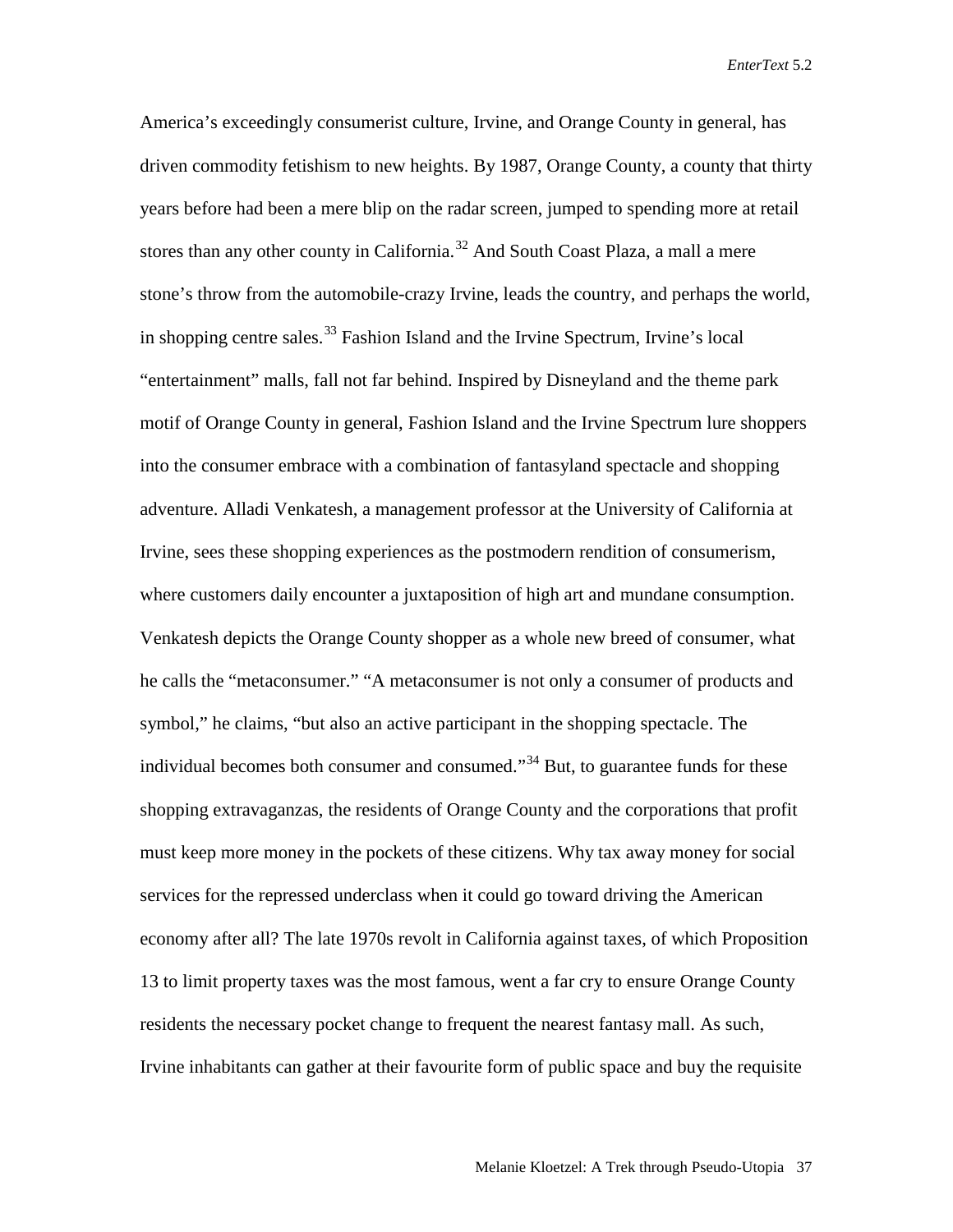America's exceedingly consumerist culture, Irvine, and Orange County in general, has driven commodity fetishism to new heights. By 1987, Orange County, a county that thirty years before had been a mere blip on the radar screen, jumped to spending more at retail stores than any other county in California.[32] And South Coast Plaza, a mall a mere stone's throw from the automobile-crazy Irvine, leads the country, and perhaps the world, in shopping centre sales.[33] Fashion Island and the Irvine Spectrum, Irvine's local "entertainment" malls, fall not far behind. Inspired by Disneyland and the theme park motif of Orange County in general, Fashion Island and the Irvine Spectrum lure shoppers into the consumer embrace with a combination of fantasyland spectacle and shopping adventure. Alladi Venkatesh, a management professor at the University of California at Irvine, sees these shopping experiences as the postmodern rendition of consumerism, where customers daily encounter a juxtaposition of high art and mundane consumption. Venkatesh depicts the Orange County shopper as a whole new breed of consumer, what he calls the "metaconsumer." "A metaconsumer is not only a consumer of products and symbol," he claims, "but also an active participant in the shopping spectacle. The individual becomes both consumer and consumed."[34] But, to guarantee funds for these shopping extravaganzas, the residents of Orange County and the corporations that profit must keep more money in the pockets of these citizens. Why tax away money for social services for the repressed underclass when it could go toward driving the American economy after all? The late 1970s revolt in California against taxes, of which Proposition 13 to limit property taxes was the most famous, went a far cry to ensure Orange County residents the necessary pocket change to frequent the nearest fantasy mall. As such, Irvine inhabitants can gather at their favourite form of public space and buy the requisite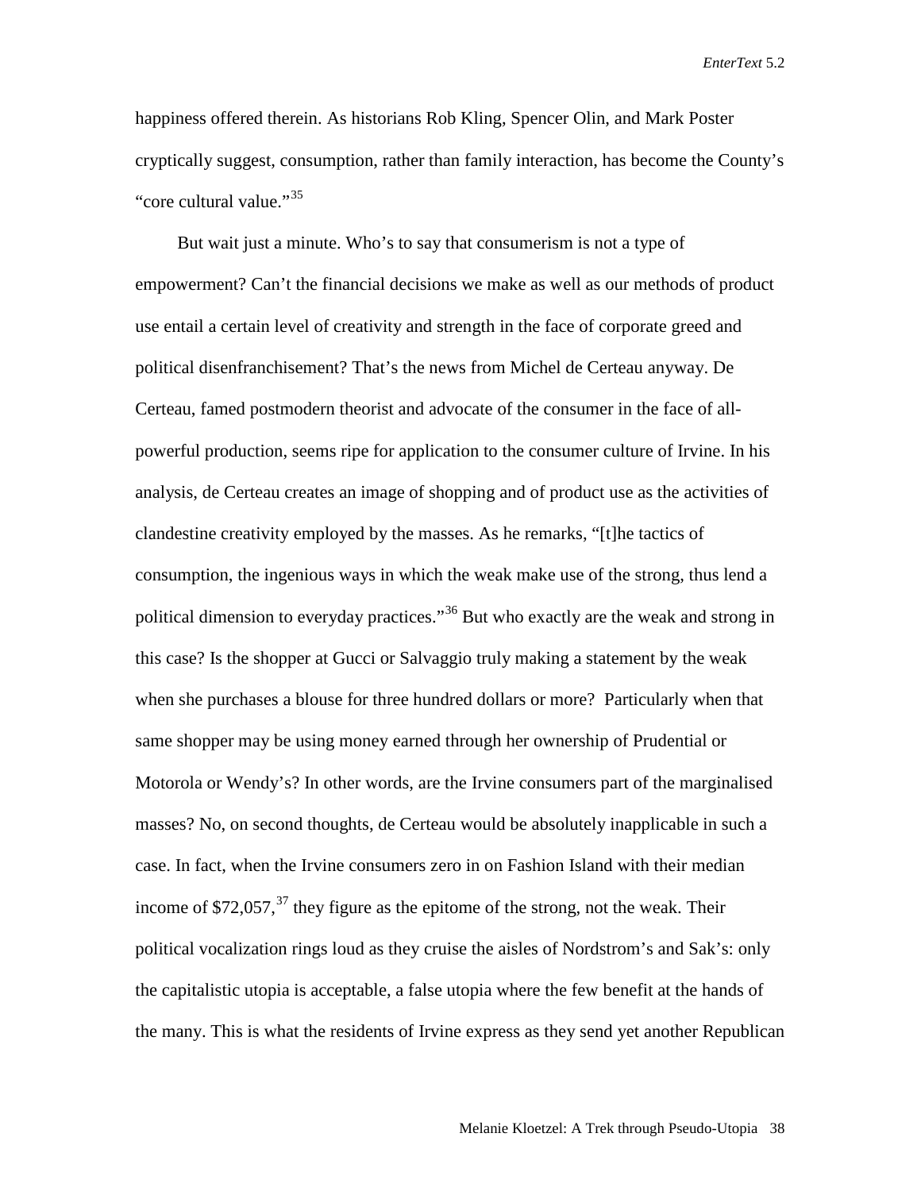happiness offered therein. As historians Rob Kling, Spencer Olin, and Mark Poster cryptically suggest, consumption, rather than family interaction, has become the County's "core cultural value."[35]

But wait just a minute. Who's to say that consumerism is not a type of empowerment? Can't the financial decisions we make as well as our methods of product use entail a certain level of creativity and strength in the face of corporate greed and political disenfranchisement? That's the news from Michel de Certeau anyway. De Certeau, famed postmodern theorist and advocate of the consumer in the face of all-powerful production, seems ripe for application to the consumer culture of Irvine. In his analysis, de Certeau creates an image of shopping and of product use as the activities of clandestine creativity employed by the masses. As he remarks, "[t]he tactics of consumption, the ingenious ways in which the weak make use of the strong, thus lend a political dimension to everyday practices."[36] But who exactly are the weak and strong in this case? Is the shopper at Gucci or Salvaggio truly making a statement by the weak when she purchases a blouse for three hundred dollars or more? Particularly when that same shopper may be using money earned through her ownership of Prudential or Motorola or Wendy's? In other words, are the Irvine consumers part of the marginalised masses? No, on second thoughts, de Certeau would be absolutely inapplicable in such a case. In fact, when the Irvine consumers zero in on Fashion Island with their median income of $72,057,[37] they figure as the epitome of the strong, not the weak. Their political vocalization rings loud as they cruise the aisles of Nordstrom's and Sak's: only the capitalistic utopia is acceptable, a false utopia where the few benefit at the hands of the many. This is what the residents of Irvine express as they send yet another Republican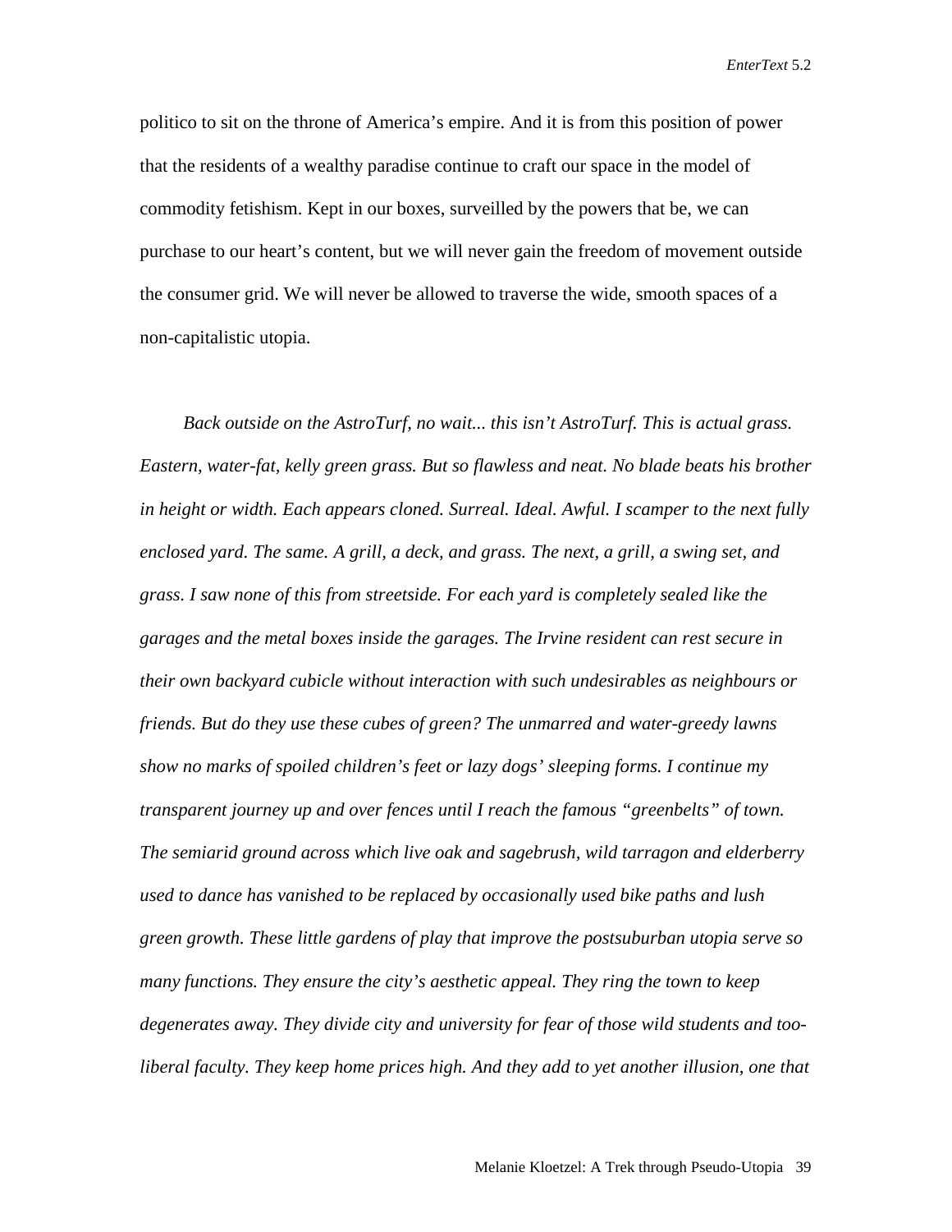politico to sit on the throne of America's empire. And it is from this position of power that the residents of a wealthy paradise continue to craft our space in the model of commodity fetishism. Kept in our boxes, surveilled by the powers that be, we can purchase to our heart's content, but we will never gain the freedom of movement outside the consumer grid. We will never be allowed to traverse the wide, smooth spaces of a non-capitalistic utopia.

*Back outside on the AstroTurf, no wait... this isn't AstroTurf. This is actual grass. Eastern, water-fat, kelly green grass. But so flawless and neat. No blade beats his brother in height or width. Each appears cloned. Surreal. Ideal. Awful. I scamper to the next fully enclosed yard. The same. A grill, a deck, and grass. The next, a grill, a swing set, and grass. I saw none of this from streetside. For each yard is completely sealed like the garages and the metal boxes inside the garages. The Irvine resident can rest secure in their own backyard cubicle without interaction with such undesirables as neighbours or friends. But do they use these cubes of green? The unmarred and water-greedy lawns show no marks of spoiled children's feet or lazy dogs' sleeping forms. I continue my transparent journey up and over fences until I reach the famous "greenbelts" of town. The semiarid ground across which live oak and sagebrush, wild tarragon and elderberry used to dance has vanished to be replaced by occasionally used bike paths and lush green growth. These little gardens of play that improve the postsuburban utopia serve so many functions. They ensure the city's aesthetic appeal. They ring the town to keep degenerates away. They divide city and university for fear of those wild students and too-liberal faculty. They keep home prices high. And they add to yet another illusion, one that*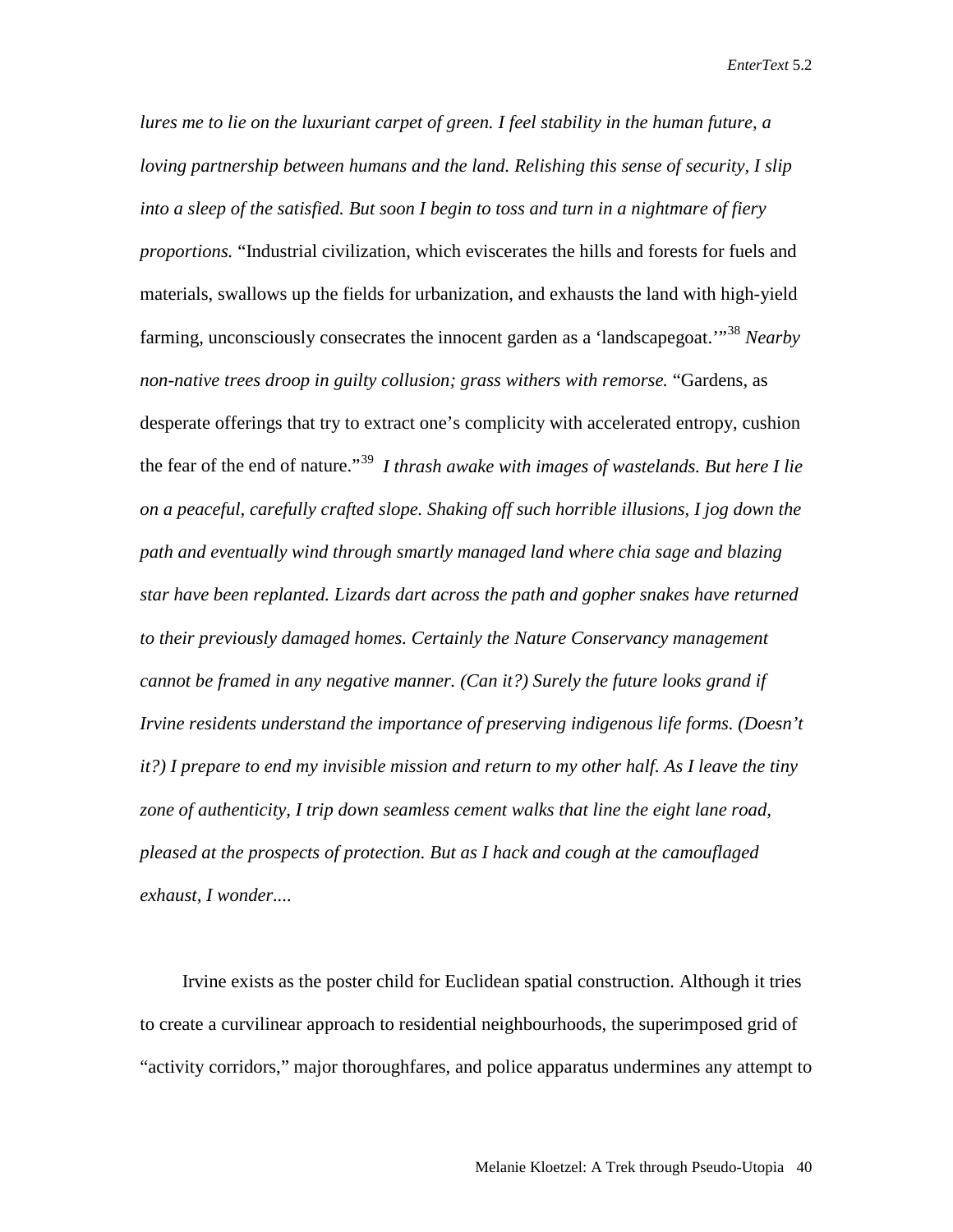*lures me to lie on the luxuriant carpet of green. I feel stability in the human future, a loving partnership between humans and the land. Relishing this sense of security, I slip into a sleep of the satisfied. But soon I begin to toss and turn in a nightmare of fiery proportions.* "Industrial civilization, which eviscerates the hills and forests for fuels and materials, swallows up the fields for urbanization, and exhausts the land with high-yield farming, unconsciously consecrates the innocent garden as a 'landscapegoat.'"[38] *Nearby non-native trees droop in guilty collusion; grass withers with remorse.* "Gardens, as desperate offerings that try to extract one's complicity with accelerated entropy, cushion the fear of the end of nature."[39] *I thrash awake with images of wastelands. But here I lie on a peaceful, carefully crafted slope. Shaking off such horrible illusions, I jog down the path and eventually wind through smartly managed land where chia sage and blazing star have been replanted. Lizards dart across the path and gopher snakes have returned to their previously damaged homes. Certainly the Nature Conservancy management cannot be framed in any negative manner. (Can it?) Surely the future looks grand if Irvine residents understand the importance of preserving indigenous life forms. (Doesn't it?) I prepare to end my invisible mission and return to my other half. As I leave the tiny zone of authenticity, I trip down seamless cement walks that line the eight lane road, pleased at the prospects of protection. But as I hack and cough at the camouflaged exhaust, I wonder....*

Irvine exists as the poster child for Euclidean spatial construction. Although it tries to create a curvilinear approach to residential neighbourhoods, the superimposed grid of "activity corridors," major thoroughfares, and police apparatus undermines any attempt to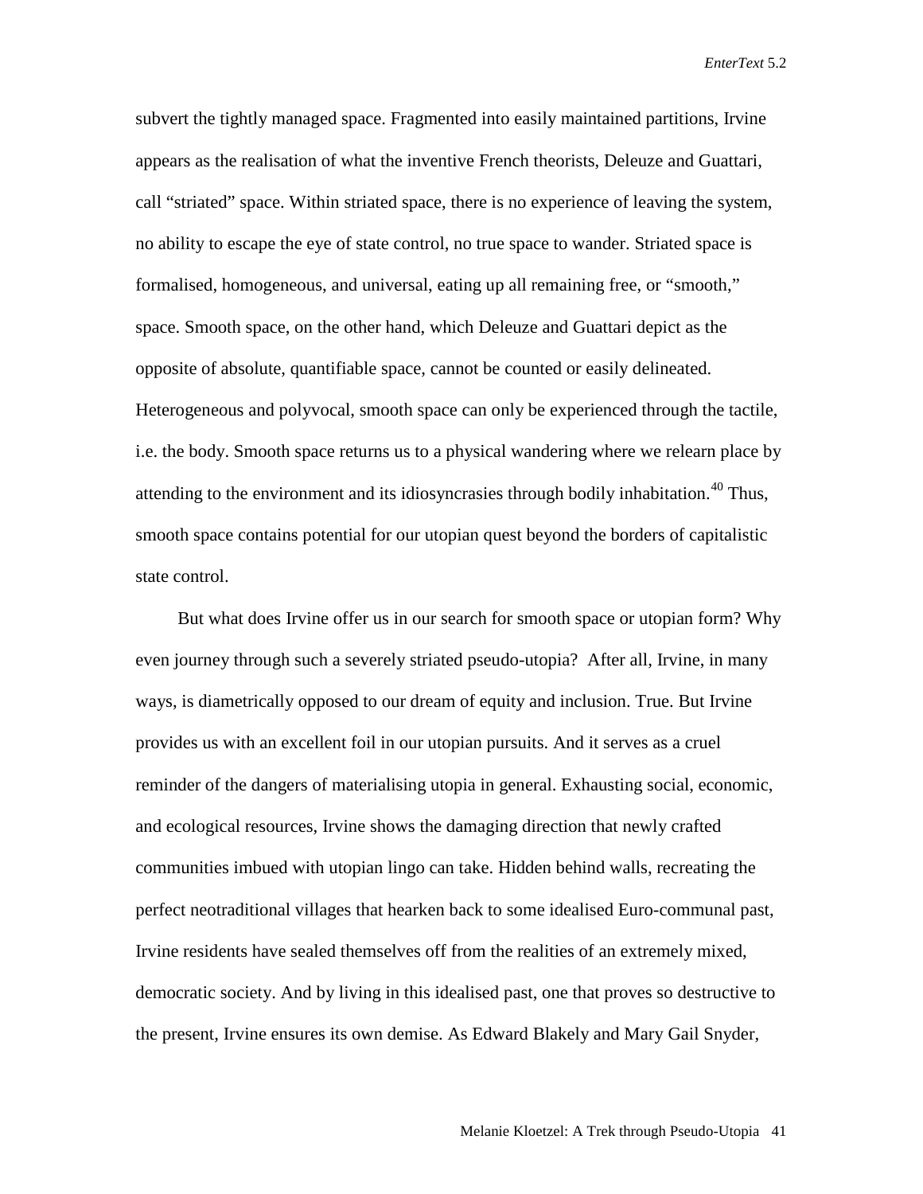subvert the tightly managed space. Fragmented into easily maintained partitions, Irvine appears as the realisation of what the inventive French theorists, Deleuze and Guattari, call "striated" space. Within striated space, there is no experience of leaving the system, no ability to escape the eye of state control, no true space to wander. Striated space is formalised, homogeneous, and universal, eating up all remaining free, or "smooth," space. Smooth space, on the other hand, which Deleuze and Guattari depict as the opposite of absolute, quantifiable space, cannot be counted or easily delineated. Heterogeneous and polyvocal, smooth space can only be experienced through the tactile, i.e. the body. Smooth space returns us to a physical wandering where we relearn place by attending to the environment and its idiosyncrasies through bodily inhabitation.[40] Thus, smooth space contains potential for our utopian quest beyond the borders of capitalistic state control.

But what does Irvine offer us in our search for smooth space or utopian form? Why even journey through such a severely striated pseudo-utopia? After all, Irvine, in many ways, is diametrically opposed to our dream of equity and inclusion. True. But Irvine provides us with an excellent foil in our utopian pursuits. And it serves as a cruel reminder of the dangers of materialising utopia in general. Exhausting social, economic, and ecological resources, Irvine shows the damaging direction that newly crafted communities imbued with utopian lingo can take. Hidden behind walls, recreating the perfect neotraditional villages that hearken back to some idealised Euro-communal past, Irvine residents have sealed themselves off from the realities of an extremely mixed, democratic society. And by living in this idealised past, one that proves so destructive to the present, Irvine ensures its own demise. As Edward Blakely and Mary Gail Snyder,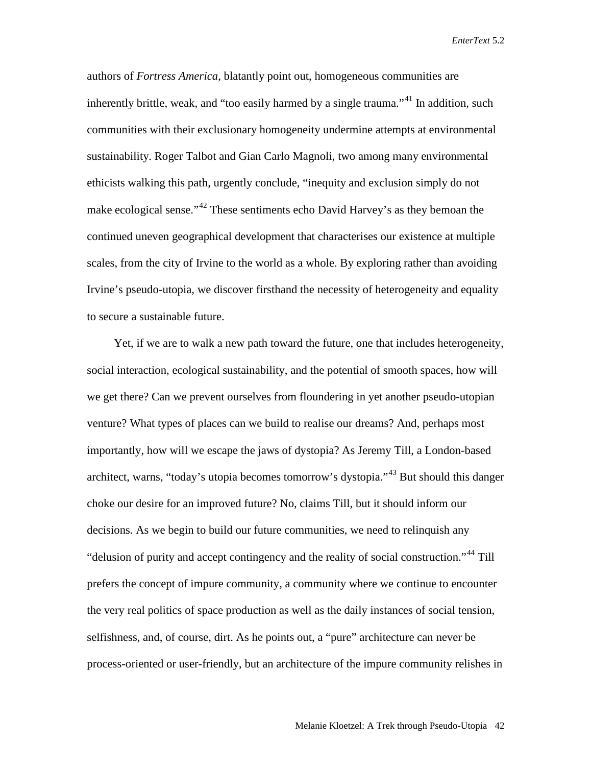authors of *Fortress America*, blatantly point out, homogeneous communities are inherently brittle, weak, and "too easily harmed by a single trauma."[41] In addition, such communities with their exclusionary homogeneity undermine attempts at environmental sustainability. Roger Talbot and Gian Carlo Magnoli, two among many environmental ethicists walking this path, urgently conclude, "inequity and exclusion simply do not make ecological sense."[42] These sentiments echo David Harvey's as they bemoan the continued uneven geographical development that characterises our existence at multiple scales, from the city of Irvine to the world as a whole. By exploring rather than avoiding Irvine's pseudo-utopia, we discover firsthand the necessity of heterogeneity and equality to secure a sustainable future.

Yet, if we are to walk a new path toward the future, one that includes heterogeneity, social interaction, ecological sustainability, and the potential of smooth spaces, how will we get there? Can we prevent ourselves from floundering in yet another pseudo-utopian venture? What types of places can we build to realise our dreams? And, perhaps most importantly, how will we escape the jaws of dystopia? As Jeremy Till, a London-based architect, warns, "today's utopia becomes tomorrow's dystopia."[43] But should this danger choke our desire for an improved future? No, claims Till, but it should inform our decisions. As we begin to build our future communities, we need to relinquish any "delusion of purity and accept contingency and the reality of social construction."[44] Till prefers the concept of impure community, a community where we continue to encounter the very real politics of space production as well as the daily instances of social tension, selfishness, and, of course, dirt. As he points out, a "pure" architecture can never be process-oriented or user-friendly, but an architecture of the impure community relishes in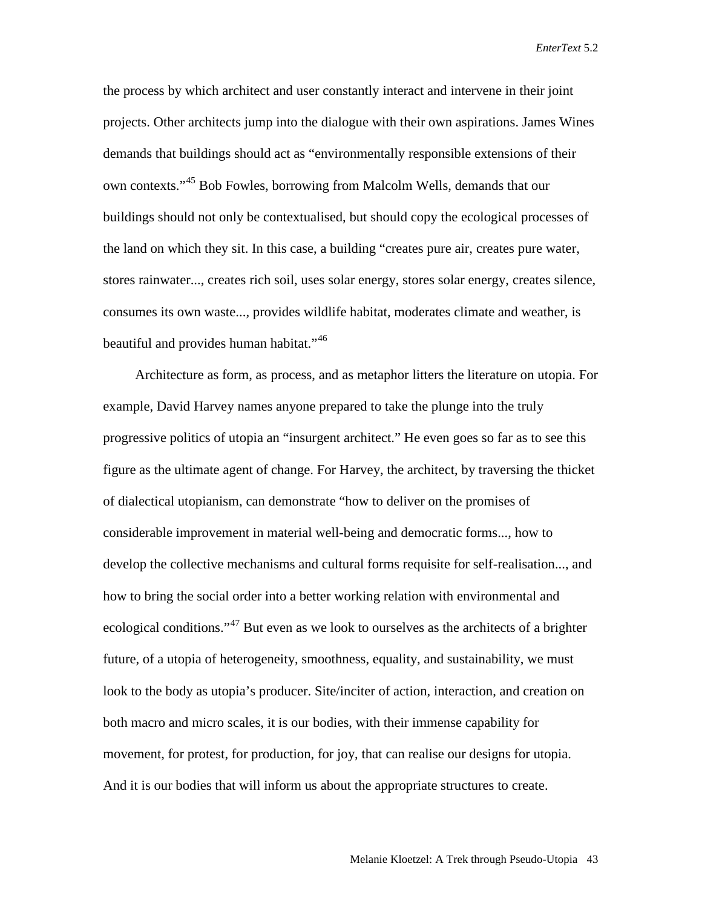the process by which architect and user constantly interact and intervene in their joint projects. Other architects jump into the dialogue with their own aspirations. James Wines demands that buildings should act as "environmentally responsible extensions of their own contexts."[45] Bob Fowles, borrowing from Malcolm Wells, demands that our buildings should not only be contextualised, but should copy the ecological processes of the land on which they sit. In this case, a building "creates pure air, creates pure water, stores rainwater..., creates rich soil, uses solar energy, stores solar energy, creates silence, consumes its own waste..., provides wildlife habitat, moderates climate and weather, is beautiful and provides human habitat."[46]

Architecture as form, as process, and as metaphor litters the literature on utopia. For example, David Harvey names anyone prepared to take the plunge into the truly progressive politics of utopia an "insurgent architect." He even goes so far as to see this figure as the ultimate agent of change. For Harvey, the architect, by traversing the thicket of dialectical utopianism, can demonstrate "how to deliver on the promises of considerable improvement in material well-being and democratic forms..., how to develop the collective mechanisms and cultural forms requisite for self-realisation..., and how to bring the social order into a better working relation with environmental and ecological conditions."[47] But even as we look to ourselves as the architects of a brighter future, of a utopia of heterogeneity, smoothness, equality, and sustainability, we must look to the body as utopia's producer. Site/inciter of action, interaction, and creation on both macro and micro scales, it is our bodies, with their immense capability for movement, for protest, for production, for joy, that can realise our designs for utopia. And it is our bodies that will inform us about the appropriate structures to create.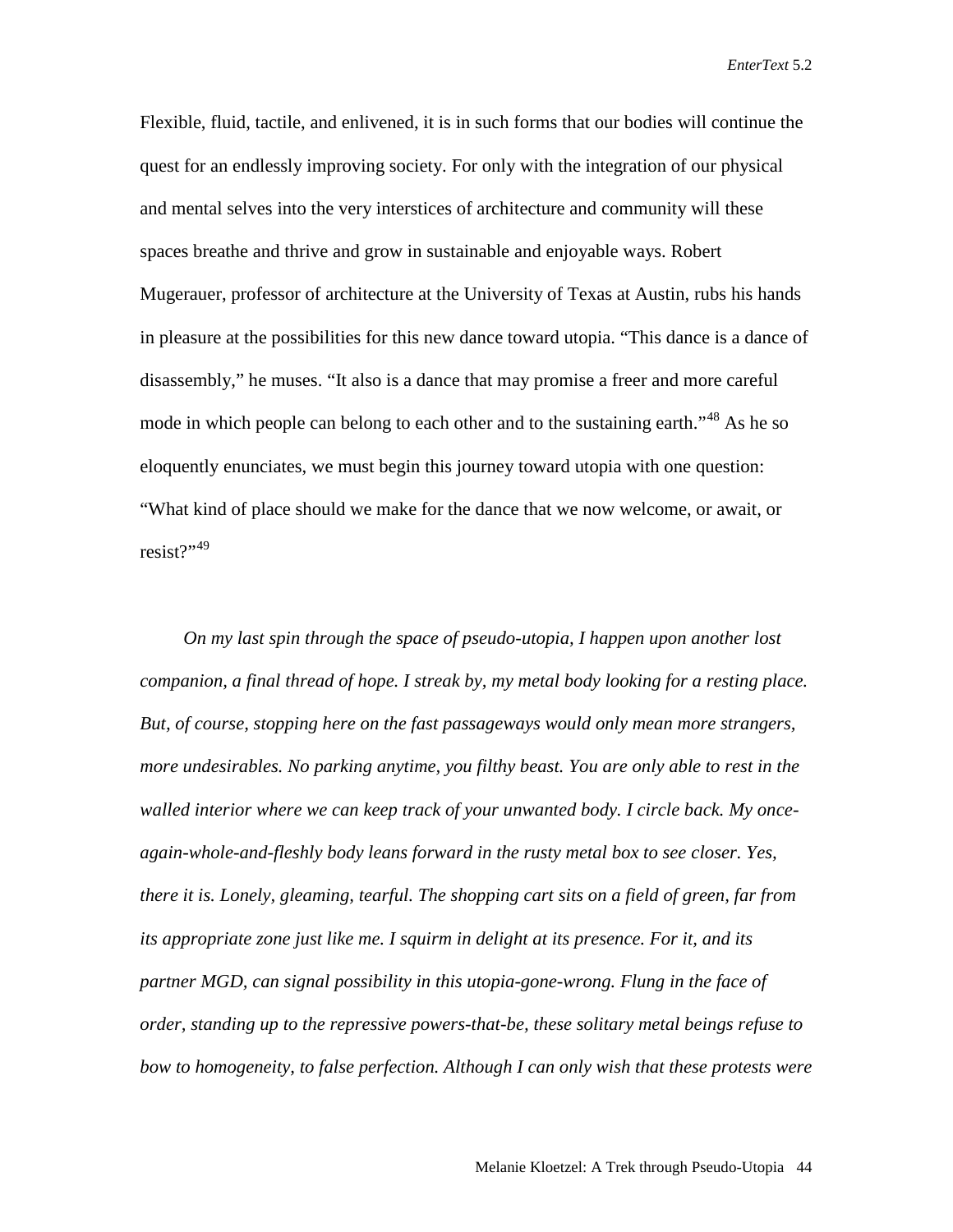Flexible, fluid, tactile, and enlivened, it is in such forms that our bodies will continue the quest for an endlessly improving society. For only with the integration of our physical and mental selves into the very interstices of architecture and community will these spaces breathe and thrive and grow in sustainable and enjoyable ways. Robert Mugerauer, professor of architecture at the University of Texas at Austin, rubs his hands in pleasure at the possibilities for this new dance toward utopia. "This dance is a dance of disassembly," he muses. "It also is a dance that may promise a freer and more careful mode in which people can belong to each other and to the sustaining earth."[48] As he so eloquently enunciates, we must begin this journey toward utopia with one question: "What kind of place should we make for the dance that we now welcome, or await, or resist?"[49]

*On my last spin through the space of pseudo-utopia, I happen upon another lost companion, a final thread of hope. I streak by, my metal body looking for a resting place. But, of course, stopping here on the fast passageways would only mean more strangers, more undesirables. No parking anytime, you filthy beast. You are only able to rest in the walled interior where we can keep track of your unwanted body. I circle back. My once-again-whole-and-fleshly body leans forward in the rusty metal box to see closer. Yes, there it is. Lonely, gleaming, tearful. The shopping cart sits on a field of green, far from its appropriate zone just like me. I squirm in delight at its presence. For it, and its partner MGD, can signal possibility in this utopia-gone-wrong. Flung in the face of order, standing up to the repressive powers-that-be, these solitary metal beings refuse to bow to homogeneity, to false perfection. Although I can only wish that these protests were*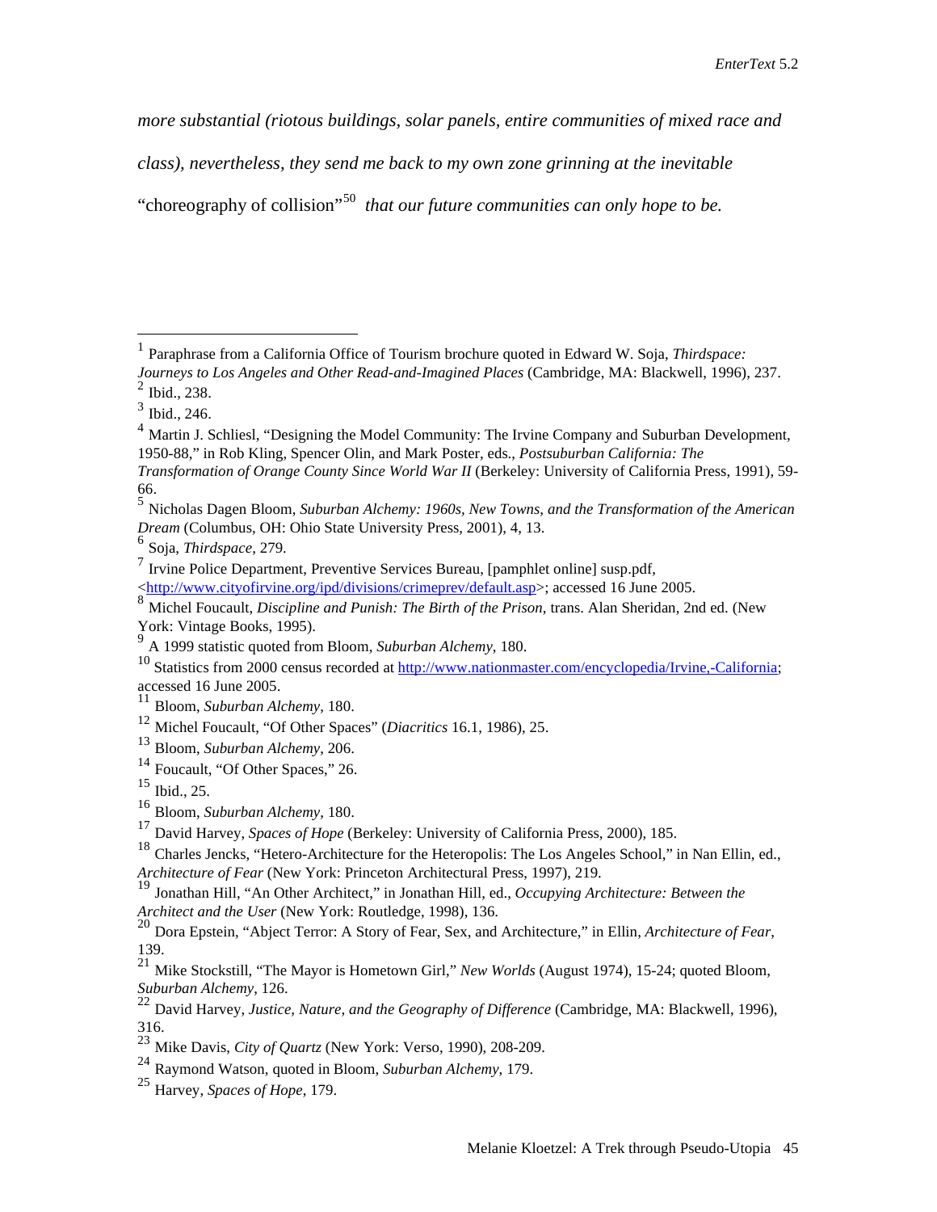*more substantial (riotous buildings, solar panels, entire communities of mixed race and class), nevertheless, they send me back to my own zone grinning at the inevitable* "choreography of collision"[50] *that our future communities can only hope to be.*

---

[1] Paraphrase from a California Office of Tourism brochure quoted in Edward W. Soja, *Thirdspace: Journeys to Los Angeles and Other Read-and-Imagined Places* (Cambridge, MA: Blackwell, 1996), 237.

[2] Ibid., 238.

[3] Ibid., 246.

[4] Martin J. Schliesl, "Designing the Model Community: The Irvine Company and Suburban Development, 1950-88," in Rob Kling, Spencer Olin, and Mark Poster, eds., *Postsuburban California: The Transformation of Orange County Since World War II* (Berkeley: University of California Press, 1991), 59-66.

[5] Nicholas Dagen Bloom, *Suburban Alchemy: 1960s, New Towns, and the Transformation of the American Dream* (Columbus, OH: Ohio State University Press, 2001), 4, 13.

[6] Soja, *Thirdspace*, 279.

[7] Irvine Police Department, Preventive Services Bureau, [pamphlet online] susp.pdf, <http://www.cityofirvine.org/ipd/divisions/crimeprev/default.asp>; accessed 16 June 2005.

[8] Michel Foucault, *Discipline and Punish: The Birth of the Prison*, trans. Alan Sheridan, 2nd ed. (New York: Vintage Books, 1995).

[9] A 1999 statistic quoted from Bloom, *Suburban Alchemy*, 180.

[10] Statistics from 2000 census recorded at http://www.nationmaster.com/encyclopedia/Irvine,-California; accessed 16 June 2005.

[11] Bloom, *Suburban Alchemy*, 180.

[12] Michel Foucault, "Of Other Spaces" (*Diacritics* 16.1, 1986), 25.

[13] Bloom, *Suburban Alchemy*, 206.

[14] Foucault, "Of Other Spaces," 26.

[15] Ibid., 25.

[16] Bloom, *Suburban Alchemy*, 180.

[17] David Harvey, *Spaces of Hope* (Berkeley: University of California Press, 2000), 185.

[18] Charles Jencks, "Hetero-Architecture for the Heteropolis: The Los Angeles School," in Nan Ellin, ed., *Architecture of Fear* (New York: Princeton Architectural Press, 1997), 219.

[19] Jonathan Hill, "An Other Architect," in Jonathan Hill, ed., *Occupying Architecture: Between the Architect and the User* (New York: Routledge, 1998), 136.

[20] Dora Epstein, "Abject Terror: A Story of Fear, Sex, and Architecture," in Ellin, *Architecture of Fear*, 139.

[21] Mike Stockstill, "The Mayor is Hometown Girl," *New Worlds* (August 1974), 15-24; quoted Bloom, *Suburban Alchemy*, 126.

[22] David Harvey, *Justice, Nature, and the Geography of Difference* (Cambridge, MA: Blackwell, 1996), 316.

[23] Mike Davis, *City of Quartz* (New York: Verso, 1990), 208-209.

[24] Raymond Watson, quoted in Bloom, *Suburban Alchemy*, 179.

[25] Harvey, *Spaces of Hope*, 179.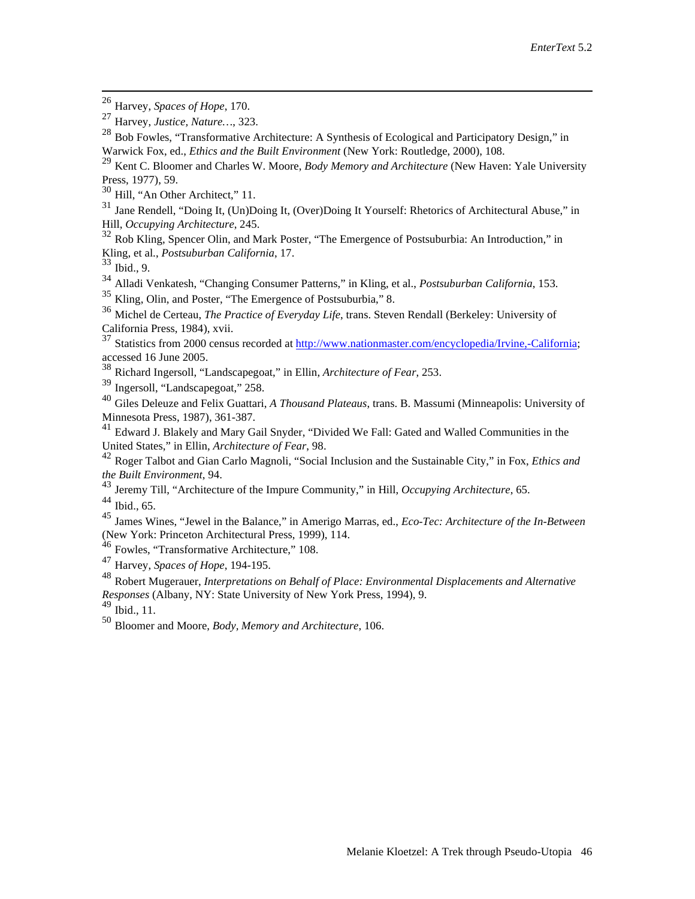[26] Harvey, *Spaces of Hope*, 170.

[27] Harvey, *Justice, Nature…*, 323.

[28] Bob Fowles, "Transformative Architecture: A Synthesis of Ecological and Participatory Design," in Warwick Fox, ed., *Ethics and the Built Environment* (New York: Routledge, 2000), 108.

[29] Kent C. Bloomer and Charles W. Moore, *Body Memory and Architecture* (New Haven: Yale University Press, 1977), 59.

[30] Hill, "An Other Architect," 11.

[31] Jane Rendell, "Doing It, (Un)Doing It, (Over)Doing It Yourself: Rhetorics of Architectural Abuse," in Hill, *Occupying Architecture*, 245.

[32] Rob Kling, Spencer Olin, and Mark Poster, "The Emergence of Postsuburbia: An Introduction," in Kling, et al., *Postsuburban California*, 17.

[33] Ibid., 9.

[34] Alladi Venkatesh, "Changing Consumer Patterns," in Kling, et al., *Postsuburban California*, 153.

[35] Kling, Olin, and Poster, "The Emergence of Postsuburbia," 8.

[36] Michel de Certeau, *The Practice of Everyday Life*, trans. Steven Rendall (Berkeley: University of California Press, 1984), xvii.

[37] Statistics from 2000 census recorded at http://www.nationmaster.com/encyclopedia/Irvine,-California; accessed 16 June 2005.

[38] Richard Ingersoll, "Landscapegoat," in Ellin, *Architecture of Fear*, 253.

[39] Ingersoll, "Landscapegoat," 258.

[40] Giles Deleuze and Felix Guattari, *A Thousand Plateaus*, trans. B. Massumi (Minneapolis: University of Minnesota Press, 1987), 361-387.

[41] Edward J. Blakely and Mary Gail Snyder, "Divided We Fall: Gated and Walled Communities in the United States," in Ellin, *Architecture of Fear*, 98.

[42] Roger Talbot and Gian Carlo Magnoli, "Social Inclusion and the Sustainable City," in Fox, *Ethics and the Built Environment*, 94.

[43] Jeremy Till, "Architecture of the Impure Community," in Hill, *Occupying Architecture*, 65.

[44] Ibid., 65.

[45] James Wines, "Jewel in the Balance," in Amerigo Marras, ed., *Eco-Tec: Architecture of the In-Between* (New York: Princeton Architectural Press, 1999), 114.

[46] Fowles, "Transformative Architecture," 108.

[47] Harvey, *Spaces of Hope*, 194-195.

[48] Robert Mugerauer, *Interpretations on Behalf of Place: Environmental Displacements and Alternative Responses* (Albany, NY: State University of New York Press, 1994), 9.

[49] Ibid., 11.

[50] Bloomer and Moore, *Body, Memory and Architecture*, 106.